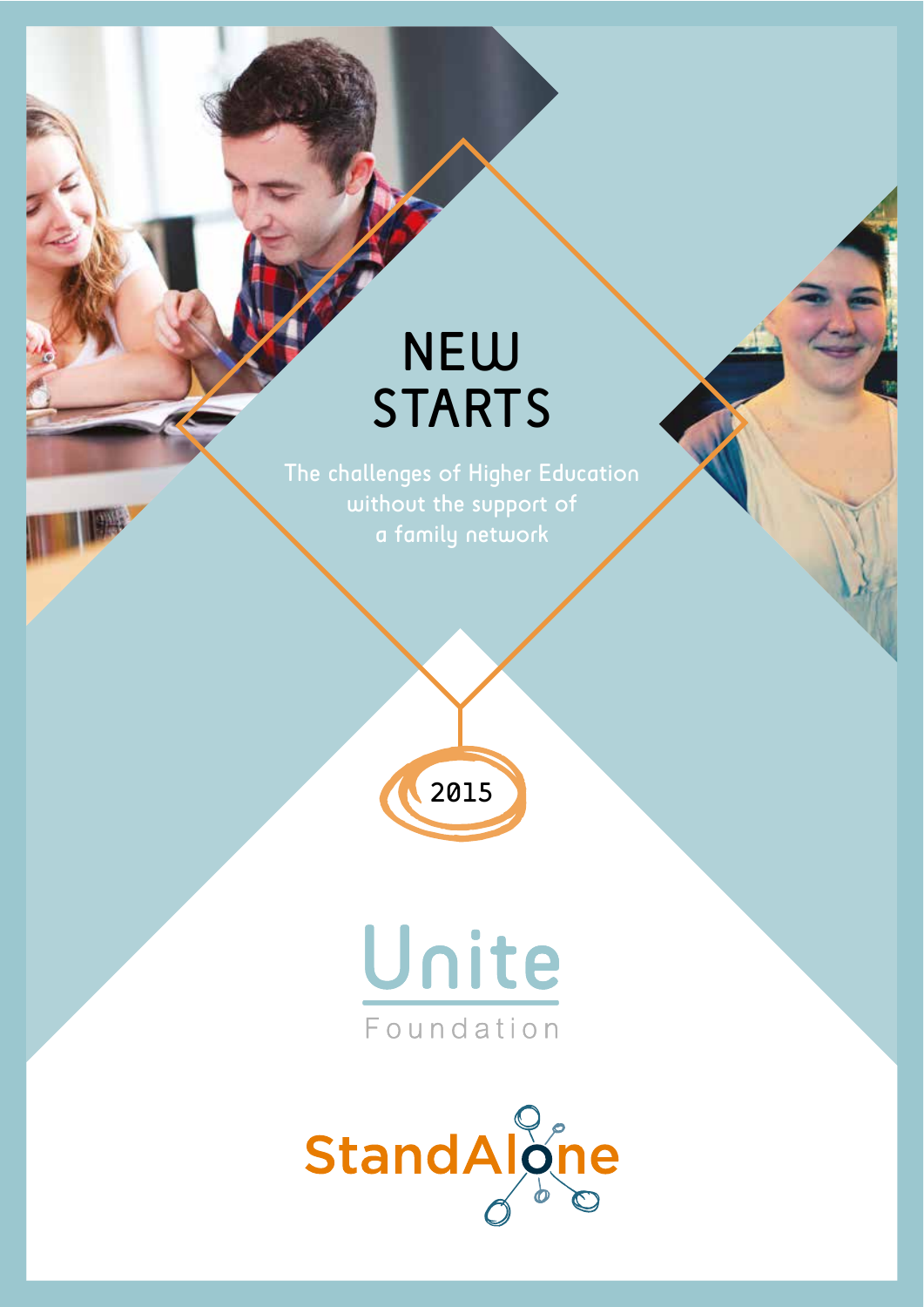# NEW STARTS

The challenges of Higher Education without the support of a family network

2015

Unite Foundation

StandAlone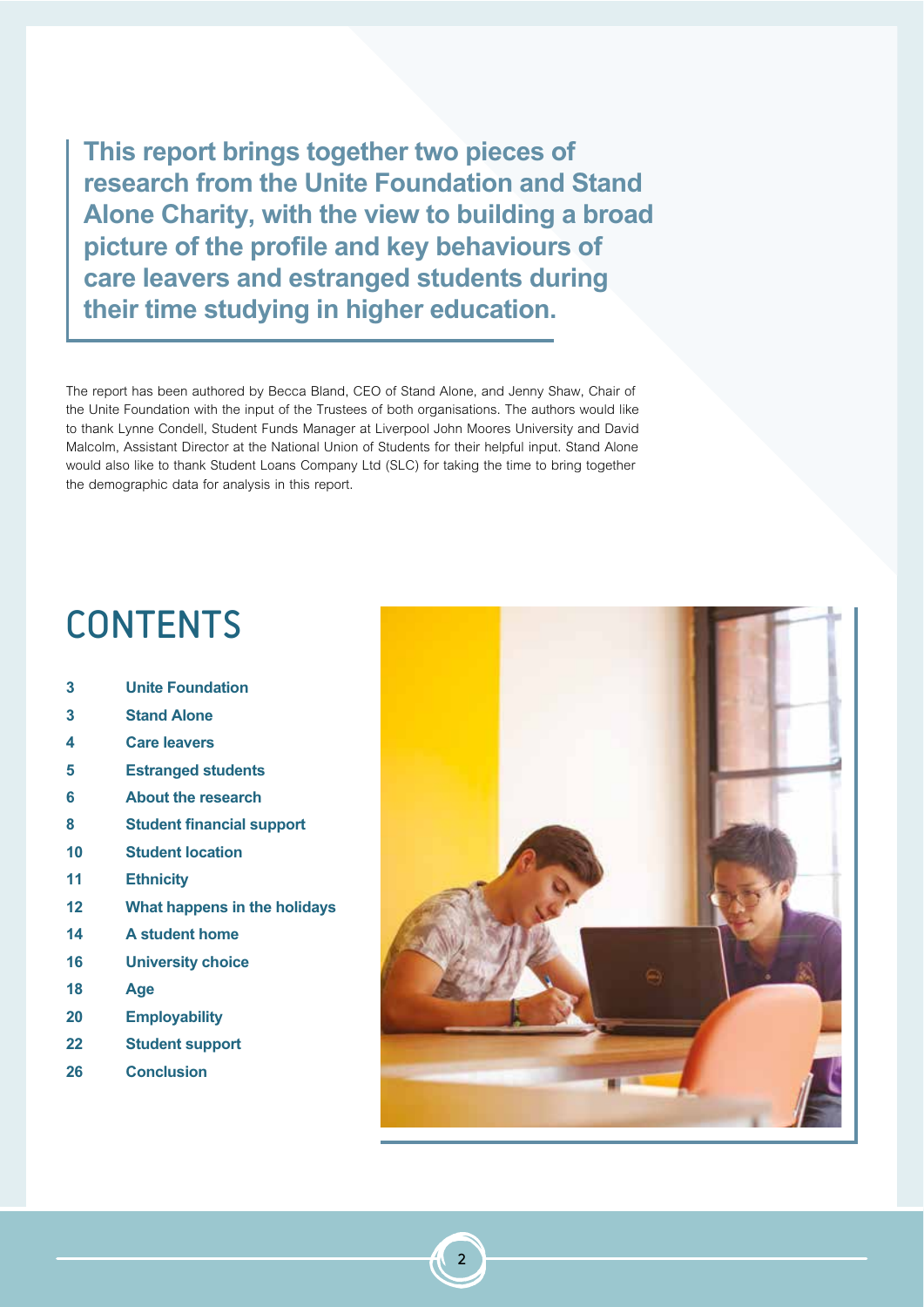**This report brings together two pieces of research from the Unite Foundation and Stand Alone Charity, with the view to building a broad picture of the profile and key behaviours of care leavers and estranged students during their time studying in higher education.**

The report has been authored by Becca Bland, CEO of Stand Alone, and Jenny Shaw, Chair of the Unite Foundation with the input of the Trustees of both organisations. The authors would like to thank Lynne Condell, Student Funds Manager at Liverpool John Moores University and David Malcolm, Assistant Director at the National Union of Students for their helpful input. Stand Alone would also like to thank Student Loans Company Ltd (SLC) for taking the time to bring together the demographic data for analysis in this report.

# CONTENTS

| | |
|---|---|
| 3 | **Unite Foundation** |
| 3 | **Stand Alone** |
| 4 | **Care leavers** |
| 5 | **Estranged students** |
| 6 | **About the research** |
| 8 | **Student financial support** |
| 10 | **Student location** |
| 11 | **Ethnicity** |
| 12 | **What happens in the holidays** |
| 14 | **A student home** |
| 16 | **University choice** |
| 18 | **Age** |
| 20 | **Employability** |
| 22 | **Student support** |
| 26 | **Conclusion** |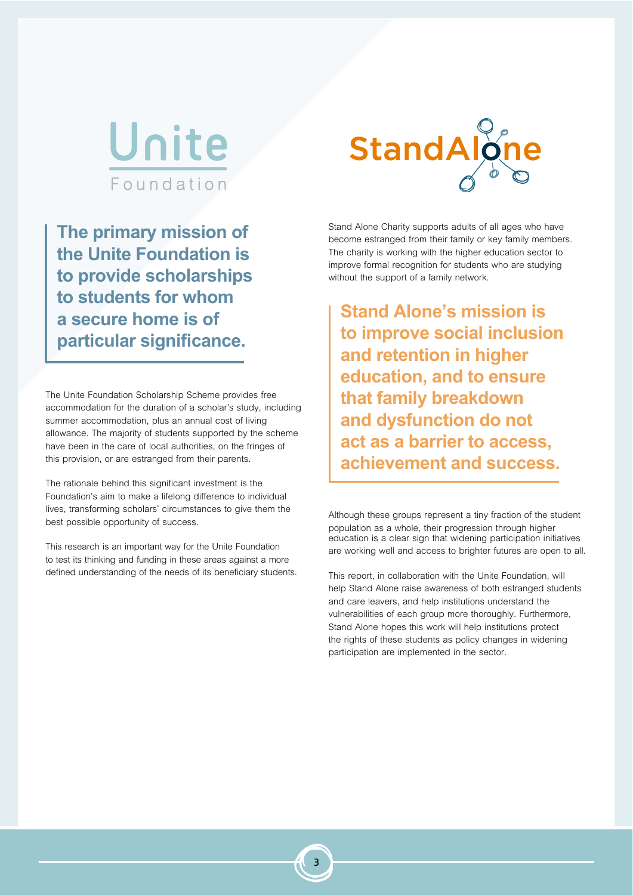## Unite Foundation

**The primary mission of the Unite Foundation is to provide scholarships to students for whom a secure home is of particular significance.**

The Unite Foundation Scholarship Scheme provides free accommodation for the duration of a scholar's study, including summer accommodation, plus an annual cost of living allowance. The majority of students supported by the scheme have been in the care of local authorities, on the fringes of this provision, or are estranged from their parents.

The rationale behind this significant investment is the Foundation's aim to make a lifelong difference to individual lives, transforming scholars' circumstances to give them the best possible opportunity of success.

This research is an important way for the Unite Foundation to test its thinking and funding in these areas against a more defined understanding of the needs of its beneficiary students.

## StandAlone

Stand Alone Charity supports adults of all ages who have become estranged from their family or key family members. The charity is working with the higher education sector to improve formal recognition for students who are studying without the support of a family network.

**Stand Alone's mission is to improve social inclusion and retention in higher education, and to ensure that family breakdown and dysfunction do not act as a barrier to access, achievement and success.**

Although these groups represent a tiny fraction of the student population as a whole, their progression through higher education is a clear sign that widening participation initiatives are working well and access to brighter futures are open to all.

This report, in collaboration with the Unite Foundation, will help Stand Alone raise awareness of both estranged students and care leavers, and help institutions understand the vulnerabilities of each group more thoroughly. Furthermore, Stand Alone hopes this work will help institutions protect the rights of these students as policy changes in widening participation are implemented in the sector.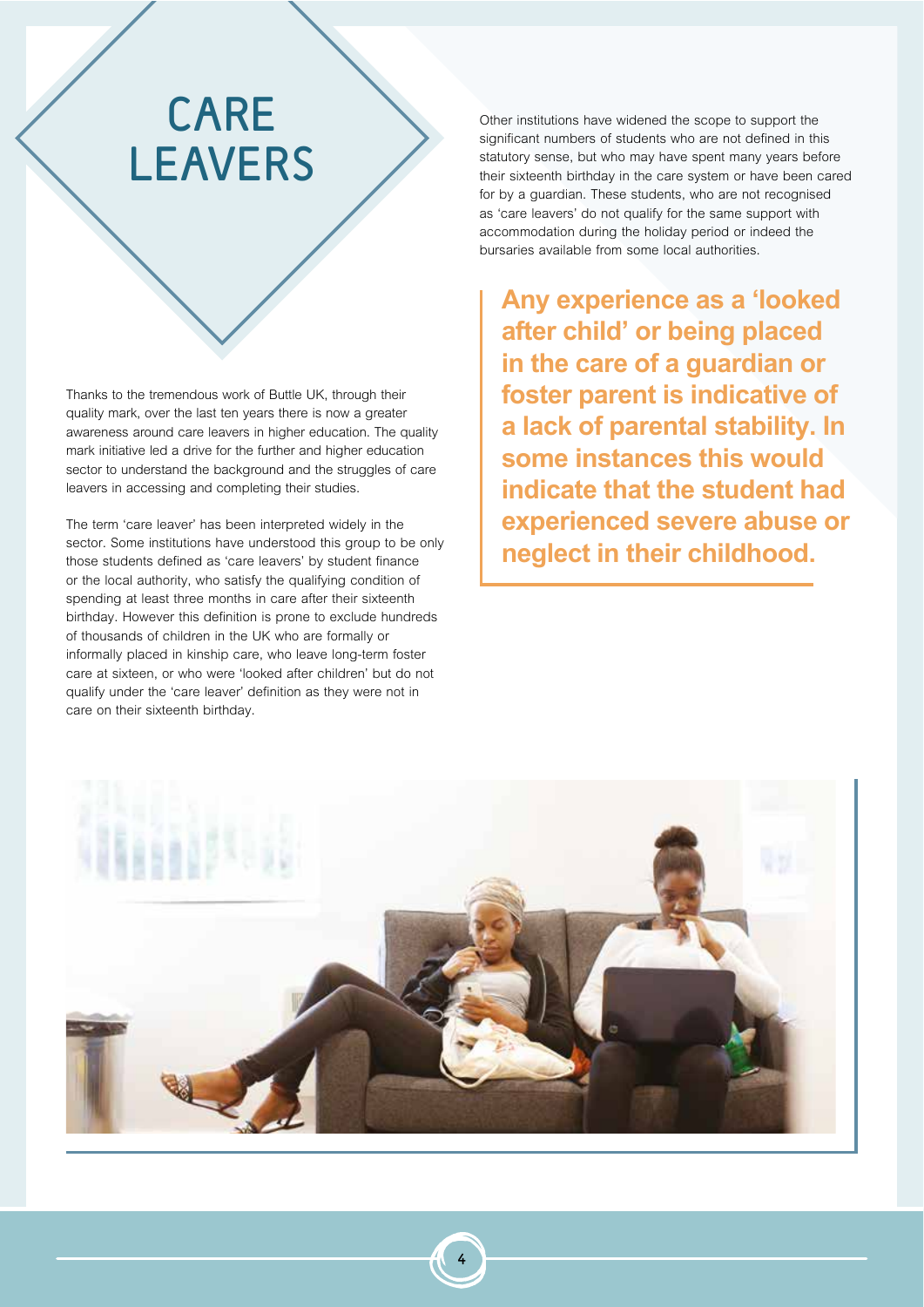# CARE LEAVERS

Thanks to the tremendous work of Buttle UK, through their quality mark, over the last ten years there is now a greater awareness around care leavers in higher education. The quality mark initiative led a drive for the further and higher education sector to understand the background and the struggles of care leavers in accessing and completing their studies.

The term 'care leaver' has been interpreted widely in the sector. Some institutions have understood this group to be only those students defined as 'care leavers' by student finance or the local authority, who satisfy the qualifying condition of spending at least three months in care after their sixteenth birthday. However this definition is prone to exclude hundreds of thousands of children in the UK who are formally or informally placed in kinship care, who leave long-term foster care at sixteen, or who were 'looked after children' but do not qualify under the 'care leaver' definition as they were not in care on their sixteenth birthday.

Other institutions have widened the scope to support the significant numbers of students who are not defined in this statutory sense, but who may have spent many years before their sixteenth birthday in the care system or have been cared for by a guardian. These students, who are not recognised as 'care leavers' do not qualify for the same support with accommodation during the holiday period or indeed the bursaries available from some local authorities.

**Any experience as a 'looked after child' or being placed in the care of a guardian or foster parent is indicative of a lack of parental stability. In some instances this would indicate that the student had experienced severe abuse or neglect in their childhood.**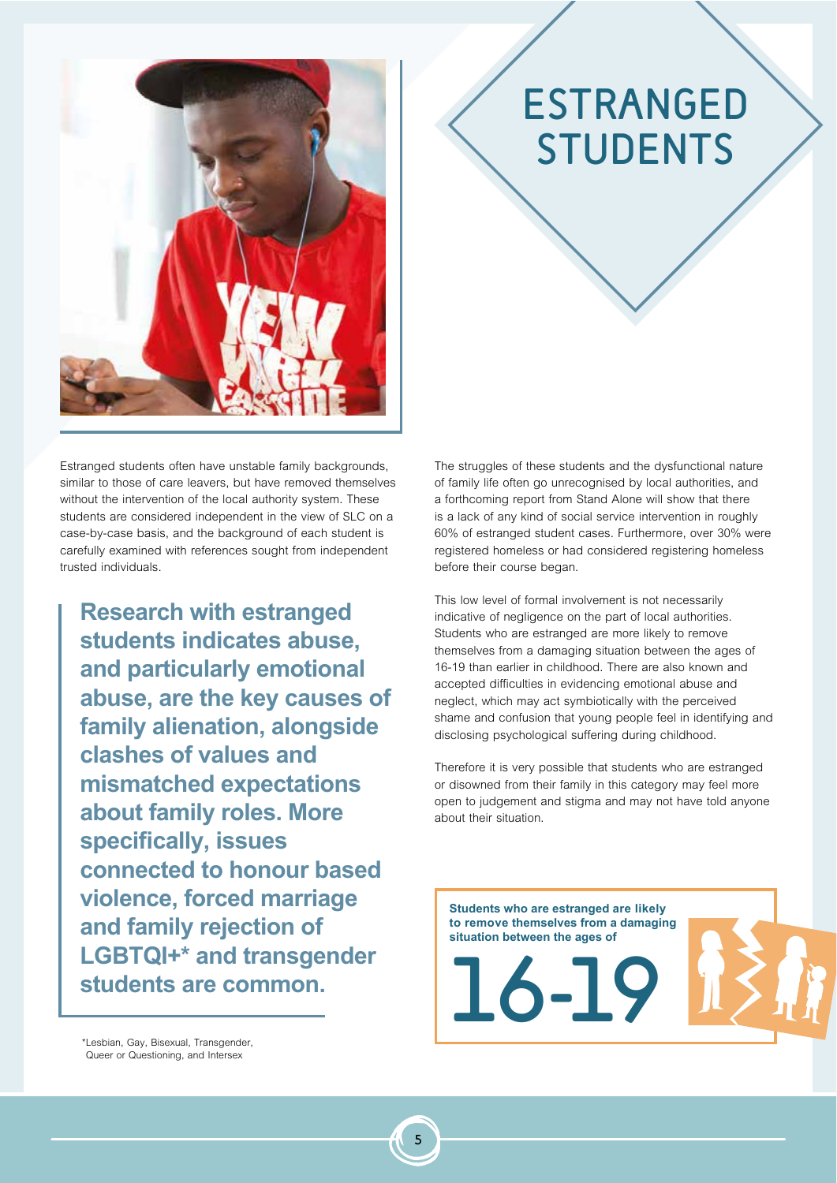# ESTRANGED STUDENTS

Estranged students often have unstable family backgrounds, similar to those of care leavers, but have removed themselves without the intervention of the local authority system. These students are considered independent in the view of SLC on a case-by-case basis, and the background of each student is carefully examined with references sought from independent trusted individuals.

**Research with estranged students indicates abuse, and particularly emotional abuse, are the key causes of family alienation, alongside clashes of values and mismatched expectations about family roles. More specifically, issues connected to honour based violence, forced marriage and family rejection of LGBTQI+* and transgender students are common.**

*Lesbian, Gay, Bisexual, Transgender, Queer or Questioning, and Intersex

The struggles of these students and the dysfunctional nature of family life often go unrecognised by local authorities, and a forthcoming report from Stand Alone will show that there is a lack of any kind of social service intervention in roughly 60% of estranged student cases. Furthermore, over 30% were registered homeless or had considered registering homeless before their course began.

This low level of formal involvement is not necessarily indicative of negligence on the part of local authorities. Students who are estranged are more likely to remove themselves from a damaging situation between the ages of 16-19 than earlier in childhood. There are also known and accepted difficulties in evidencing emotional abuse and neglect, which may act symbiotically with the perceived shame and confusion that young people feel in identifying and disclosing psychological suffering during childhood.

Therefore it is very possible that students who are estranged or disowned from their family in this category may feel more open to judgement and stigma and may not have told anyone about their situation.

**Students who are estranged are likely to remove themselves from a damaging situation between the ages of**

**16-19**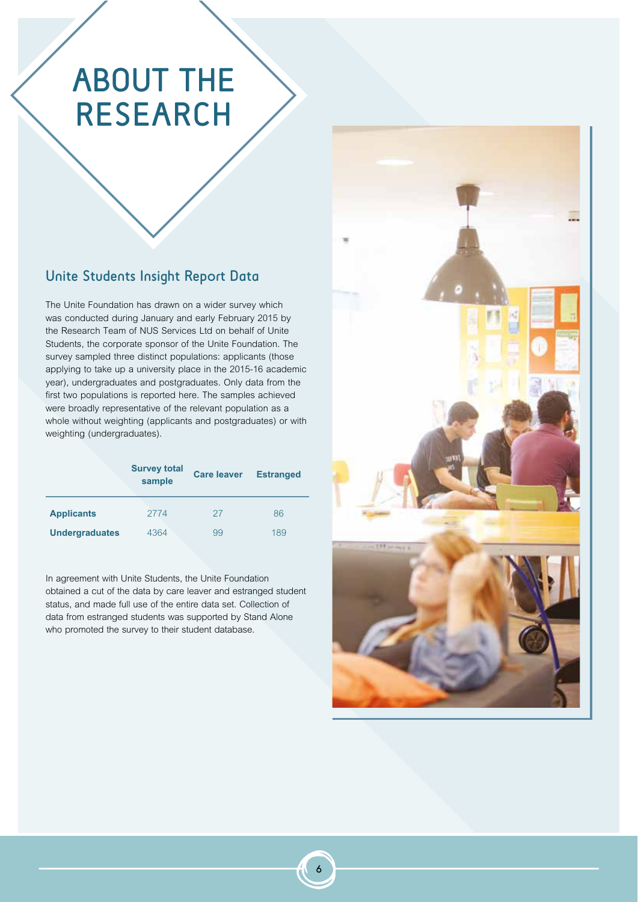# ABOUT THE RESEARCH

## Unite Students Insight Report Data

The Unite Foundation has drawn on a wider survey which was conducted during January and early February 2015 by the Research Team of NUS Services Ltd on behalf of Unite Students, the corporate sponsor of the Unite Foundation. The survey sampled three distinct populations: applicants (those applying to take up a university place in the 2015-16 academic year), undergraduates and postgraduates. Only data from the first two populations is reported here. The samples achieved were broadly representative of the relevant population as a whole without weighting (applicants and postgraduates) or with weighting (undergraduates).

| | Survey total sample | Care leaver | Estranged |
|---|---|---|---|
| **Applicants** | 2774 | 27 | 86 |
| **Undergraduates** | 4364 | 99 | 189 |

In agreement with Unite Students, the Unite Foundation obtained a cut of the data by care leaver and estranged student status, and made full use of the entire data set. Collection of data from estranged students was supported by Stand Alone who promoted the survey to their student database.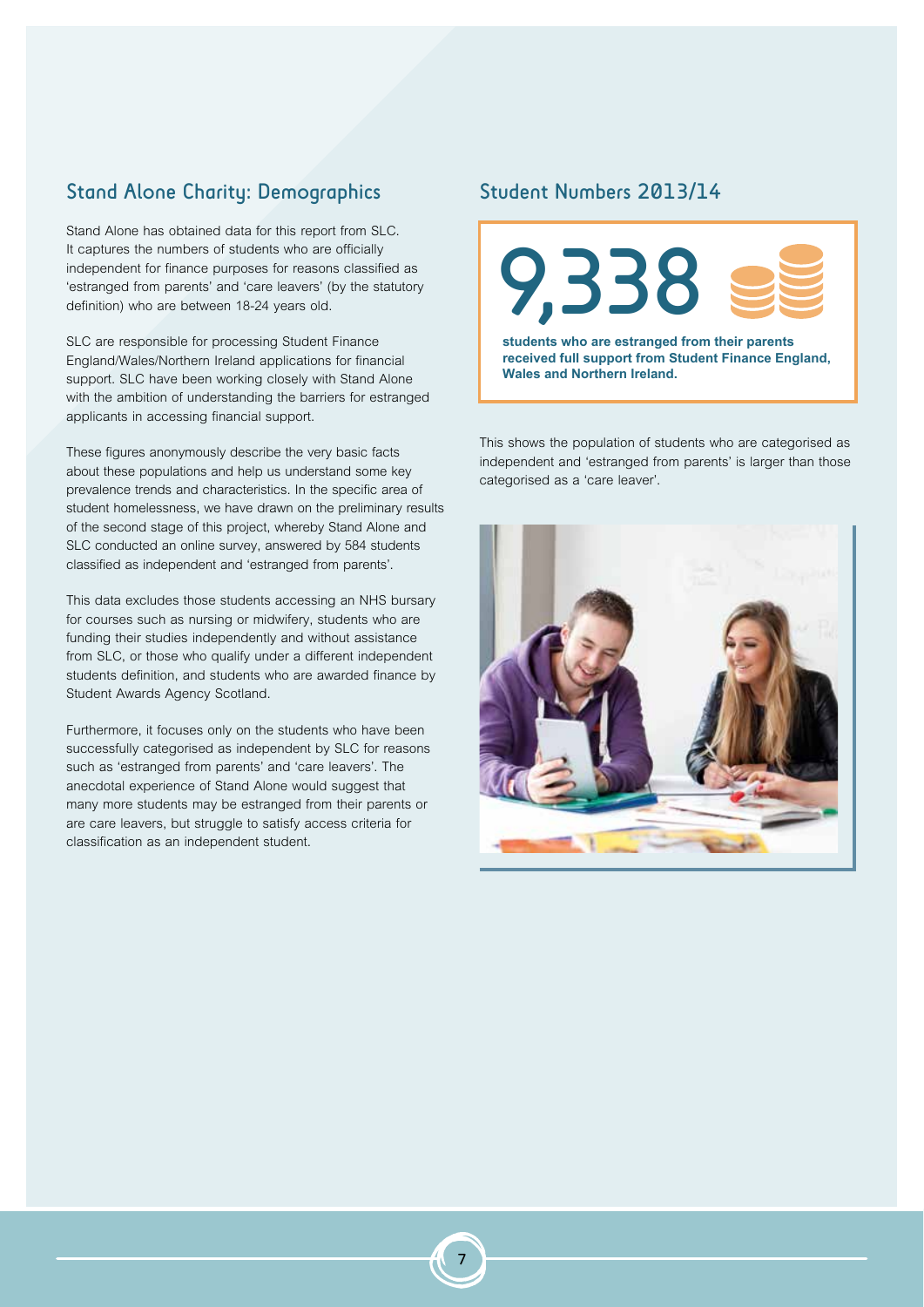## Stand Alone Charity: Demographics

Stand Alone has obtained data for this report from SLC. It captures the numbers of students who are officially independent for finance purposes for reasons classified as 'estranged from parents' and 'care leavers' (by the statutory definition) who are between 18-24 years old.

SLC are responsible for processing Student Finance England/Wales/Northern Ireland applications for financial support. SLC have been working closely with Stand Alone with the ambition of understanding the barriers for estranged applicants in accessing financial support.

These figures anonymously describe the very basic facts about these populations and help us understand some key prevalence trends and characteristics. In the specific area of student homelessness, we have drawn on the preliminary results of the second stage of this project, whereby Stand Alone and SLC conducted an online survey, answered by 584 students classified as independent and 'estranged from parents'.

This data excludes those students accessing an NHS bursary for courses such as nursing or midwifery, students who are funding their studies independently and without assistance from SLC, or those who qualify under a different independent students definition, and students who are awarded finance by Student Awards Agency Scotland.

Furthermore, it focuses only on the students who have been successfully categorised as independent by SLC for reasons such as 'estranged from parents' and 'care leavers'. The anecdotal experience of Stand Alone would suggest that many more students may be estranged from their parents or are care leavers, but struggle to satisfy access criteria for classification as an independent student.

## Student Numbers 2013/14

# 9,338

**students who are estranged from their parents received full support from Student Finance England, Wales and Northern Ireland.**

This shows the population of students who are categorised as independent and 'estranged from parents' is larger than those categorised as a 'care leaver'.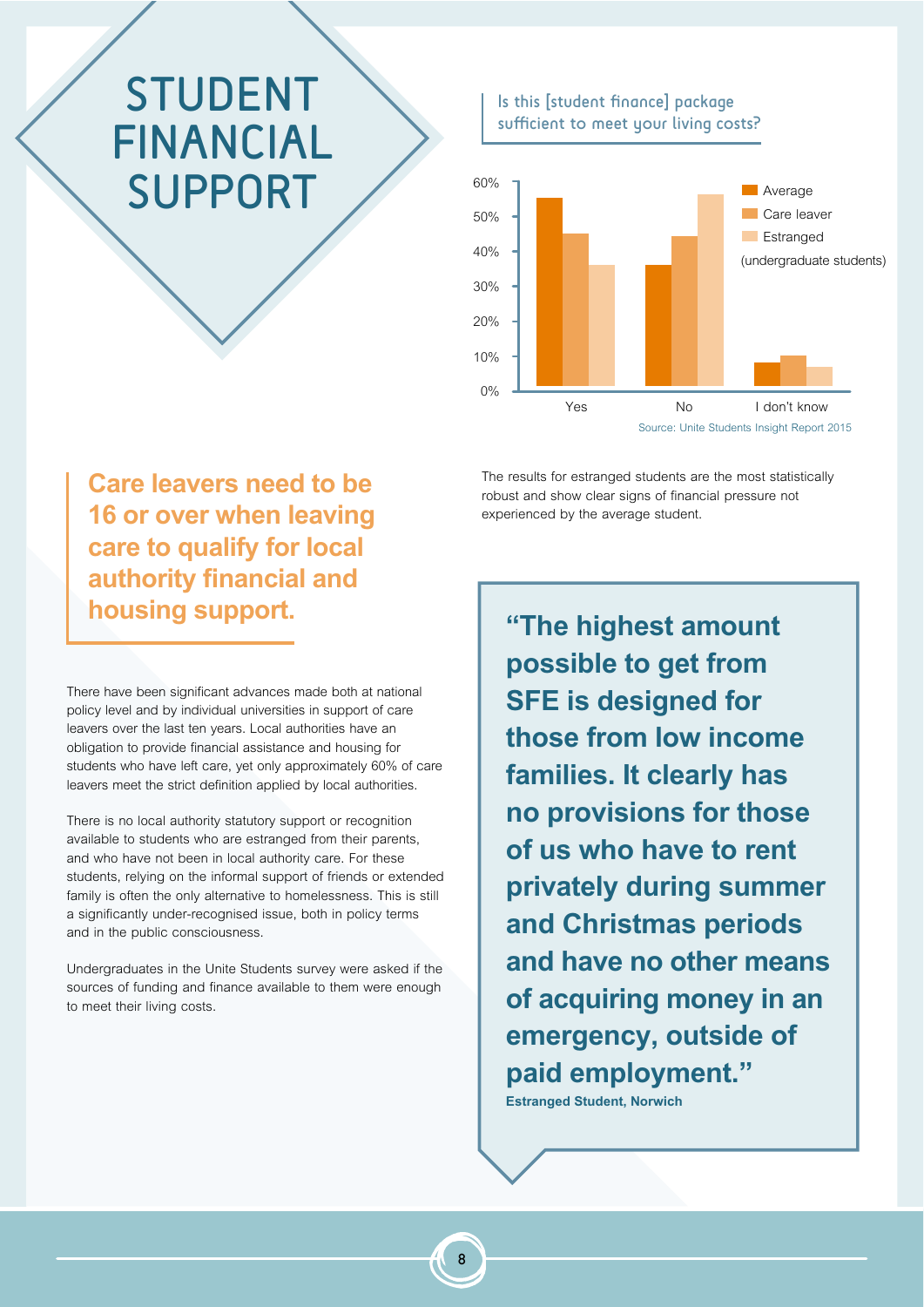# STUDENT FINANCIAL SUPPORT

**Care leavers need to be 16 or over when leaving care to qualify for local authority financial and housing support.**

There have been significant advances made both at national policy level and by individual universities in support of care leavers over the last ten years. Local authorities have an obligation to provide financial assistance and housing for students who have left care, yet only approximately 60% of care leavers meet the strict definition applied by local authorities.

There is no local authority statutory support or recognition available to students who are estranged from their parents, and who have not been in local authority care. For these students, relying on the informal support of friends or extended family is often the only alternative to homelessness. This is still a significantly under-recognised issue, both in policy terms and in the public consciousness.

Undergraduates in the Unite Students survey were asked if the sources of funding and finance available to them were enough to meet their living costs.

**Is this [student finance] package sufficient to meet your living costs?**

| | Average | Care leaver | Estranged |
|---|---|---|---|
| Yes | ~55% | ~45% | ~36% |
| No | ~36% | ~44% | ~56% |
| I don't know | ~8% | ~10% | ~7% |

(undergraduate students)

Source: Unite Students Insight Report 2015

The results for estranged students are the most statistically robust and show clear signs of financial pressure not experienced by the average student.

> **"The highest amount possible to get from SFE is designed for those from low income families. It clearly has no provisions for those of us who have to rent privately during summer and Christmas periods and have no other means of acquiring money in an emergency, outside of paid employment."**
>
> **Estranged Student, Norwich**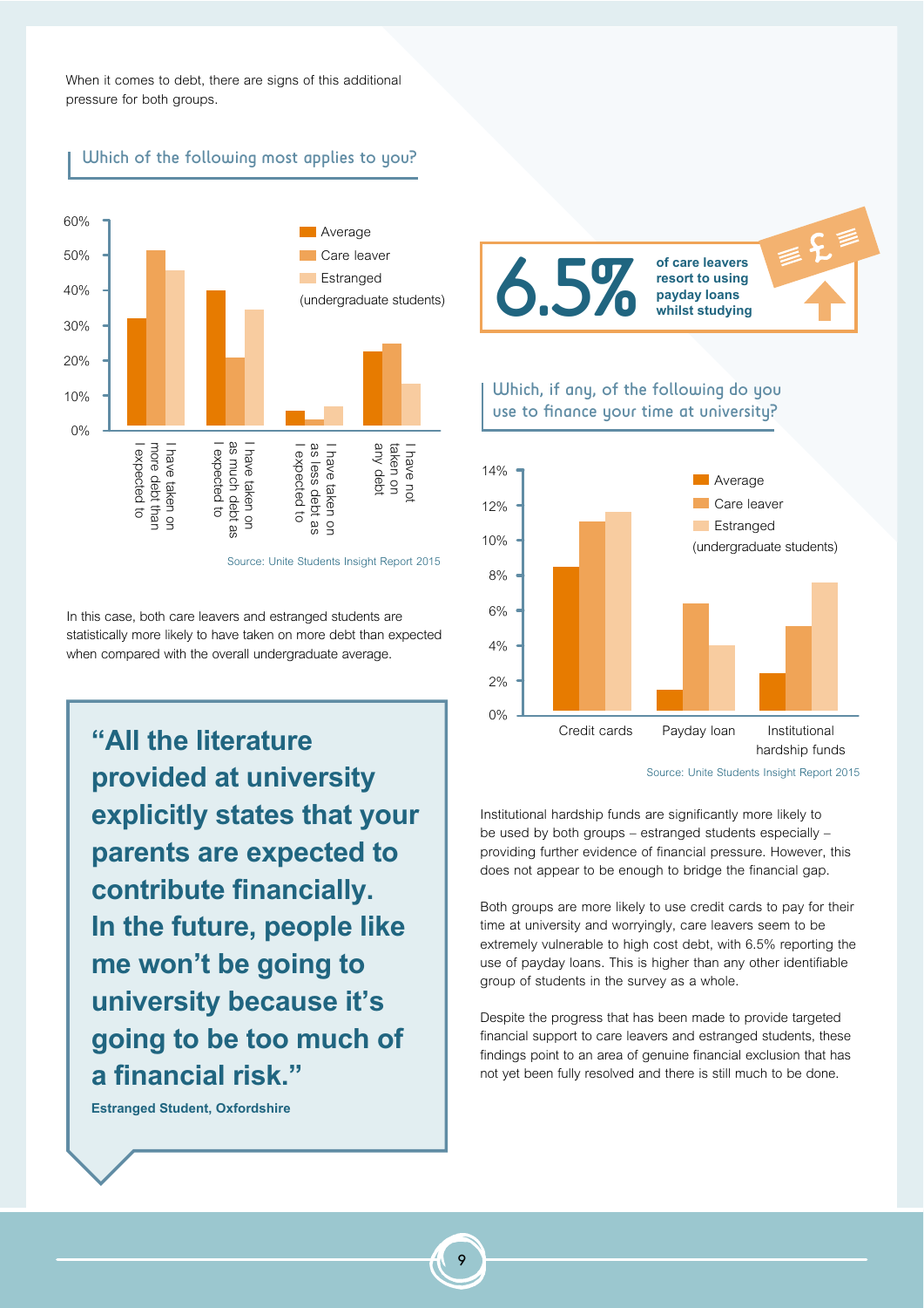When it comes to debt, there are signs of this additional pressure for both groups.

### Which of the following most applies to you?

Average / Care leaver / Estranged (undergraduate students)

| | Average | Care leaver | Estranged |
|---|---|---|---|
| I have taken on more debt than I expected to | 32% | 51% | 45% |
| I have taken on as much debt as I expected to | 40% | 21% | 34% |
| I have taken on as less debt as I expected to | 6% | 3% | 7% |
| I have not taken on any debt | 22% | 25% | 13% |

Source: Unite Students Insight Report 2015

In this case, both care leavers and estranged students are statistically more likely to have taken on more debt than expected when compared with the overall undergraduate average.

> **"All the literature provided at university explicitly states that your parents are expected to contribute financially. In the future, people like me won't be going to university because it's going to be too much of a financial risk."**
>
> **Estranged Student, Oxfordshire**

**6.5%** **of care leavers resort to using payday loans whilst studying**

### Which, if any, of the following do you use to finance your time at university?

Average / Care leaver / Estranged (undergraduate students)

| | Average | Care leaver | Estranged |
|---|---|---|---|
| Credit cards | 8.5% | 11% | 11.5% |
| Payday loan | 1.5% | 6.5% | 4% |
| Institutional hardship funds | 2.5% | 5% | 7.5% |

Source: Unite Students Insight Report 2015

Institutional hardship funds are significantly more likely to be used by both groups – estranged students especially – providing further evidence of financial pressure. However, this does not appear to be enough to bridge the financial gap.

Both groups are more likely to use credit cards to pay for their time at university and worryingly, care leavers seem to be extremely vulnerable to high cost debt, with 6.5% reporting the use of payday loans. This is higher than any other identifiable group of students in the survey as a whole.

Despite the progress that has been made to provide targeted financial support to care leavers and estranged students, these findings point to an area of genuine financial exclusion that has not yet been fully resolved and there is still much to be done.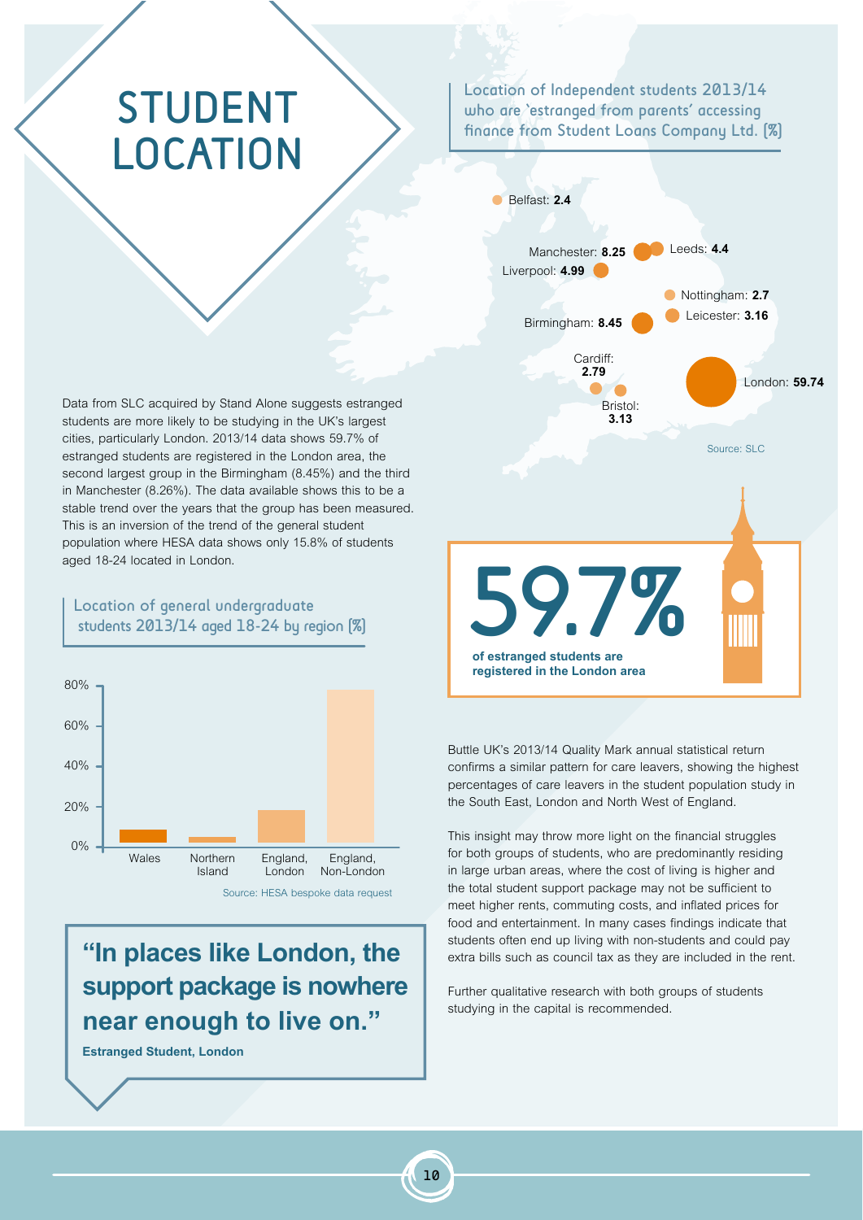# STUDENT LOCATION

### Location of Independent students 2013/14 who are 'estranged from parents' accessing finance from Student Loans Company Ltd. (%)

| Location | % |
|---|---|
| Belfast | 2.4 |
| Manchester | 8.25 |
| Leeds | 4.4 |
| Liverpool | 4.99 |
| Nottingham | 2.7 |
| Leicester | 3.16 |
| Birmingham | 8.45 |
| Cardiff | 2.79 |
| Bristol | 3.13 |
| London | 59.74 |

Source: SLC

Data from SLC acquired by Stand Alone suggests estranged students are more likely to be studying in the UK's largest cities, particularly London. 2013/14 data shows 59.7% of estranged students are registered in the London area, the second largest group in the Birmingham (8.45%) and the third in Manchester (8.26%). The data available shows this to be a stable trend over the years that the group has been measured. This is an inversion of the trend of the general student population where HESA data shows only 15.8% of students aged 18-24 located in London.

**59.7%**

**of estranged students are registered in the London area**

### Location of general undergraduate students 2013/14 aged 18-24 by region (%)

Bar chart categories: Wales, Northern Island, England, London, England, Non-London (y-axis 0%–80%)

Source: HESA bespoke data request

Buttle UK's 2013/14 Quality Mark annual statistical return confirms a similar pattern for care leavers, showing the highest percentages of care leavers in the student population study in the South East, London and North West of England.

This insight may throw more light on the financial struggles for both groups of students, who are predominantly residing in large urban areas, where the cost of living is higher and the total student support package may not be sufficient to meet higher rents, commuting costs, and inflated prices for food and entertainment. In many cases findings indicate that students often end up living with non-students and could pay extra bills such as council tax as they are included in the rent.

Further qualitative research with both groups of students studying in the capital is recommended.

> **"In places like London, the support package is nowhere near enough to live on."**
>
> **Estranged Student, London**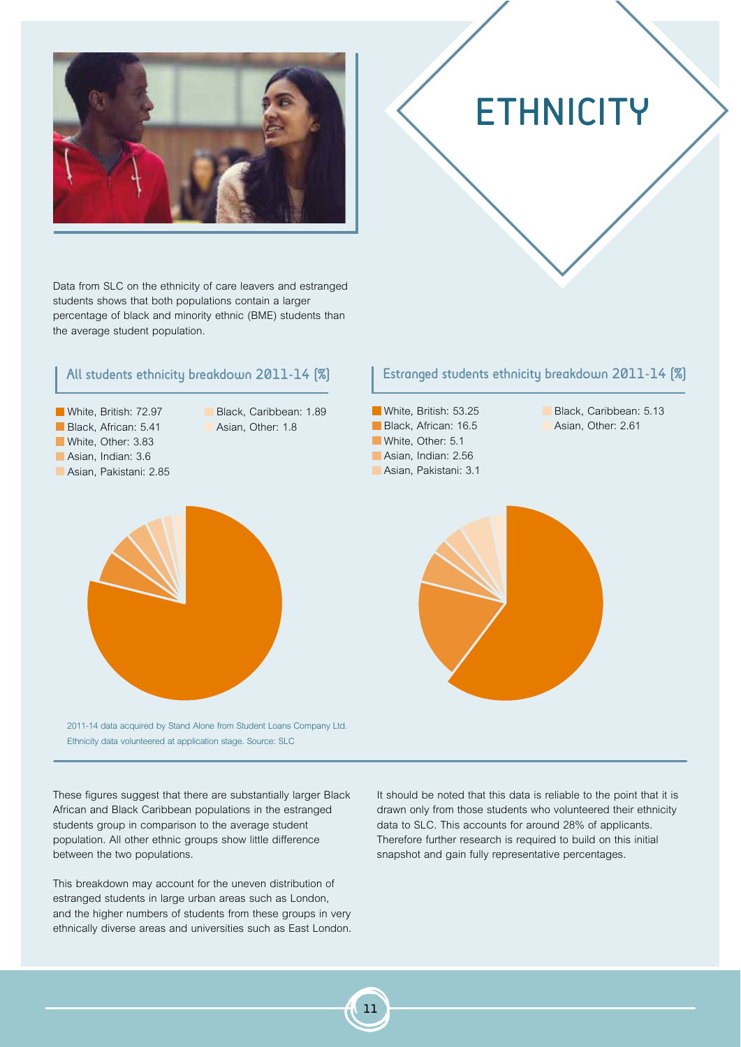# ETHNICITY

Data from SLC on the ethnicity of care leavers and estranged students shows that both populations contain a larger percentage of black and minority ethnic (BME) students than the average student population.

### All students ethnicity breakdown 2011-14 (%)

- White, British: 72.97
- Black, African: 5.41
- White, Other: 3.83
- Asian, Indian: 3.6
- Asian, Pakistani: 2.85
- Black, Caribbean: 1.89
- Asian, Other: 1.8

### Estranged students ethnicity breakdown 2011-14 (%)

- White, British: 53.25
- Black, African: 16.5
- White, Other: 5.1
- Asian, Indian: 2.56
- Asian, Pakistani: 3.1
- Black, Caribbean: 5.13
- Asian, Other: 2.61

2011-14 data acquired by Stand Alone from Student Loans Company Ltd. Ethnicity data volunteered at application stage. Source: SLC

These figures suggest that there are substantially larger Black African and Black Caribbean populations in the estranged students group in comparison to the average student population. All other ethnic groups show little difference between the two populations.

This breakdown may account for the uneven distribution of estranged students in large urban areas such as London, and the higher numbers of students from these groups in very ethnically diverse areas and universities such as East London.

It should be noted that this data is reliable to the point that it is drawn only from those students who volunteered their ethnicity data to SLC. This accounts for around 28% of applicants. Therefore further research is required to build on this initial snapshot and gain fully representative percentages.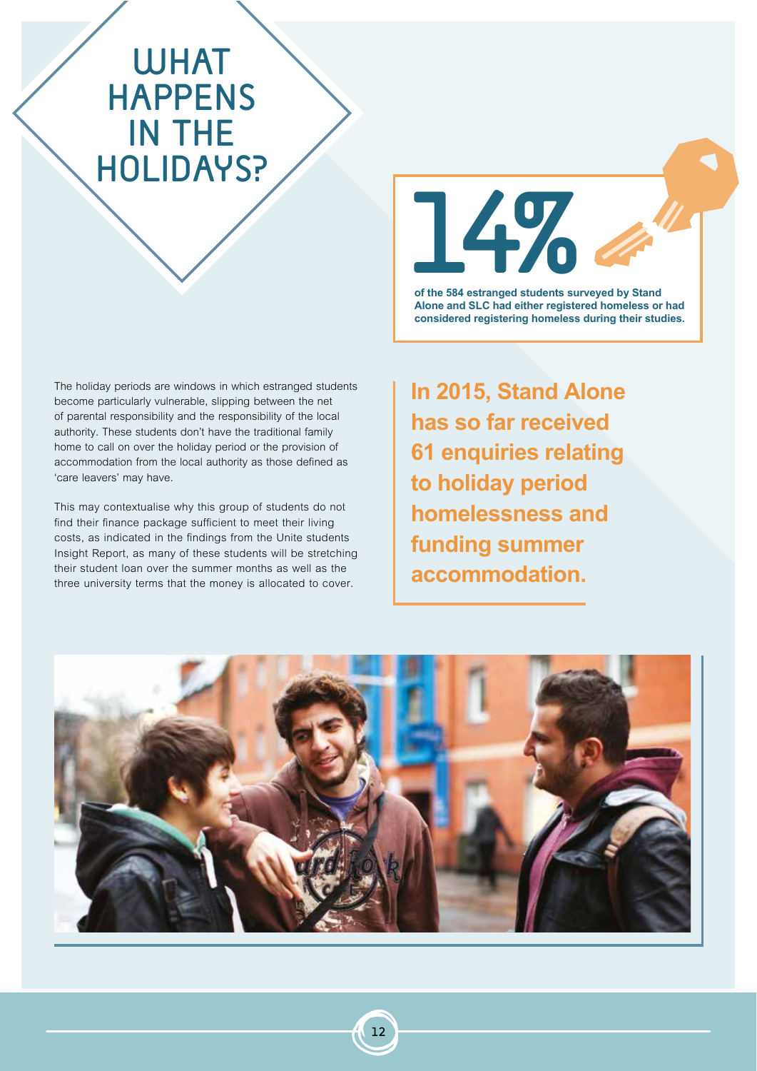# WHAT HAPPENS IN THE HOLIDAYS?

**14%**

**of the 584 estranged students surveyed by Stand Alone and SLC had either registered homeless or had considered registering homeless during their studies.**

The holiday periods are windows in which estranged students become particularly vulnerable, slipping between the net of parental responsibility and the responsibility of the local authority. These students don't have the traditional family home to call on over the holiday period or the provision of accommodation from the local authority as those defined as 'care leavers' may have.

This may contextualise why this group of students do not find their finance package sufficient to meet their living costs, as indicated in the findings from the Unite students Insight Report, as many of these students will be stretching their student loan over the summer months as well as the three university terms that the money is allocated to cover.

**In 2015, Stand Alone has so far received 61 enquiries relating to holiday period homelessness and funding summer accommodation.**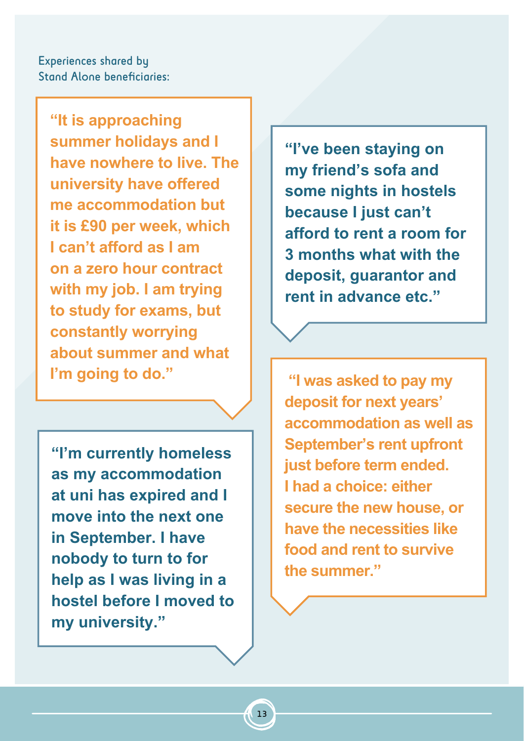Experiences shared by Stand Alone beneficiaries:

> "It is approaching summer holidays and I have nowhere to live. The university have offered me accommodation but it is £90 per week, which I can't afford as I am on a zero hour contract with my job. I am trying to study for exams, but constantly worrying about summer and what I'm going to do."

> "I'm currently homeless as my accommodation at uni has expired and I move into the next one in September. I have nobody to turn to for help as I was living in a hostel before I moved to my university."

> "I've been staying on my friend's sofa and some nights in hostels because I just can't afford to rent a room for 3 months what with the deposit, guarantor and rent in advance etc."

> "I was asked to pay my deposit for next years' accommodation as well as September's rent upfront just before term ended. I had a choice: either secure the new house, or have the necessities like food and rent to survive the summer."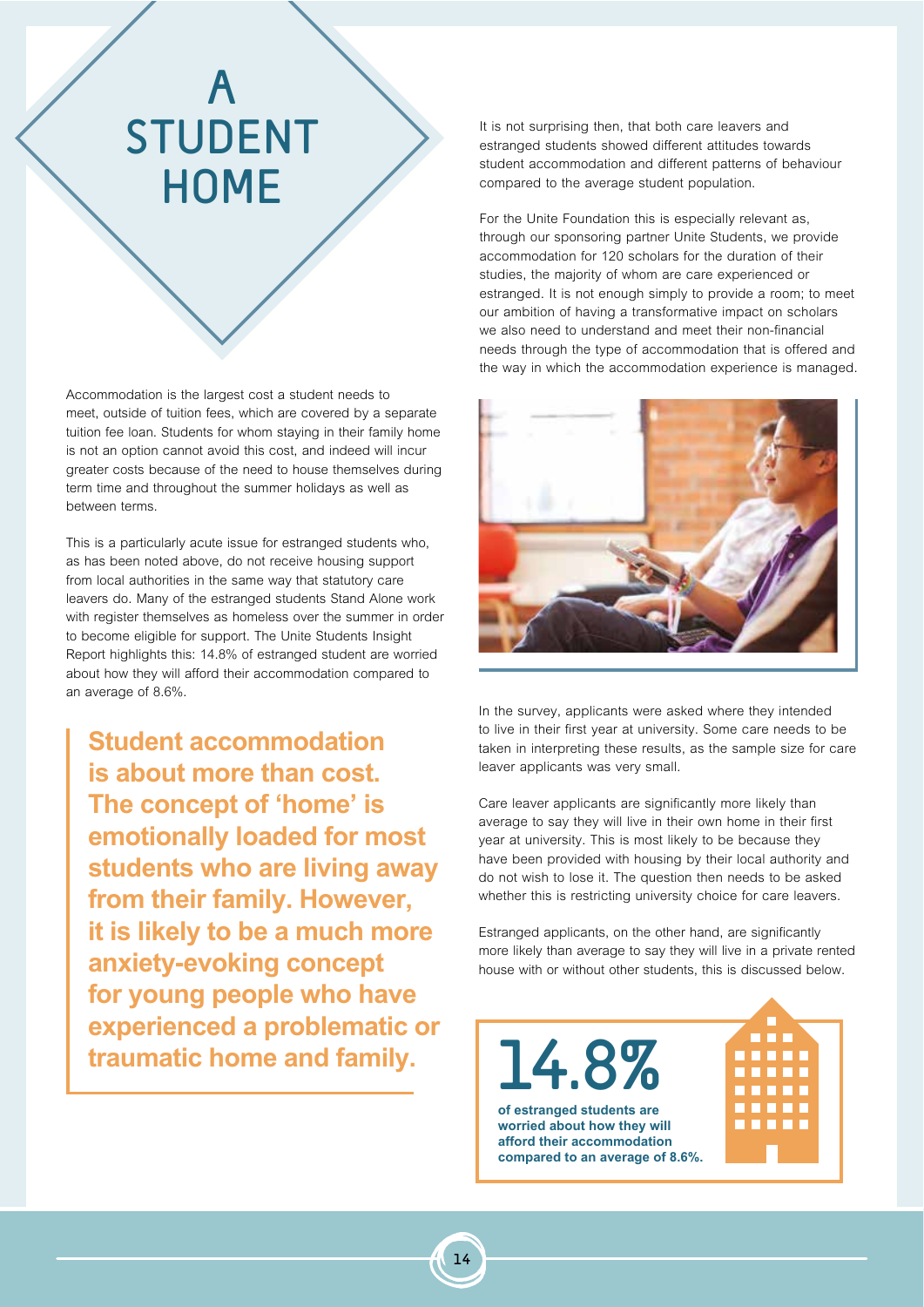# A STUDENT HOME

Accommodation is the largest cost a student needs to meet, outside of tuition fees, which are covered by a separate tuition fee loan. Students for whom staying in their family home is not an option cannot avoid this cost, and indeed will incur greater costs because of the need to house themselves during term time and throughout the summer holidays as well as between terms.

This is a particularly acute issue for estranged students who, as has been noted above, do not receive housing support from local authorities in the same way that statutory care leavers do. Many of the estranged students Stand Alone work with register themselves as homeless over the summer in order to become eligible for support. The Unite Students Insight Report highlights this: 14.8% of estranged student are worried about how they will afford their accommodation compared to an average of 8.6%.

> **Student accommodation is about more than cost. The concept of 'home' is emotionally loaded for most students who are living away from their family. However, it is likely to be a much more anxiety-evoking concept for young people who have experienced a problematic or traumatic home and family.**

It is not surprising then, that both care leavers and estranged students showed different attitudes towards student accommodation and different patterns of behaviour compared to the average student population.

For the Unite Foundation this is especially relevant as, through our sponsoring partner Unite Students, we provide accommodation for 120 scholars for the duration of their studies, the majority of whom are care experienced or estranged. It is not enough simply to provide a room; to meet our ambition of having a transformative impact on scholars we also need to understand and meet their non-financial needs through the type of accommodation that is offered and the way in which the accommodation experience is managed.

In the survey, applicants were asked where they intended to live in their first year at university. Some care needs to be taken in interpreting these results, as the sample size for care leaver applicants was very small.

Care leaver applicants are significantly more likely than average to say they will live in their own home in their first year at university. This is most likely to be because they have been provided with housing by their local authority and do not wish to lose it. The question then needs to be asked whether this is restricting university choice for care leavers.

Estranged applicants, on the other hand, are significantly more likely than average to say they will live in a private rented house with or without other students, this is discussed below.

**14.8%**

**of estranged students are worried about how they will afford their accommodation compared to an average of 8.6%.**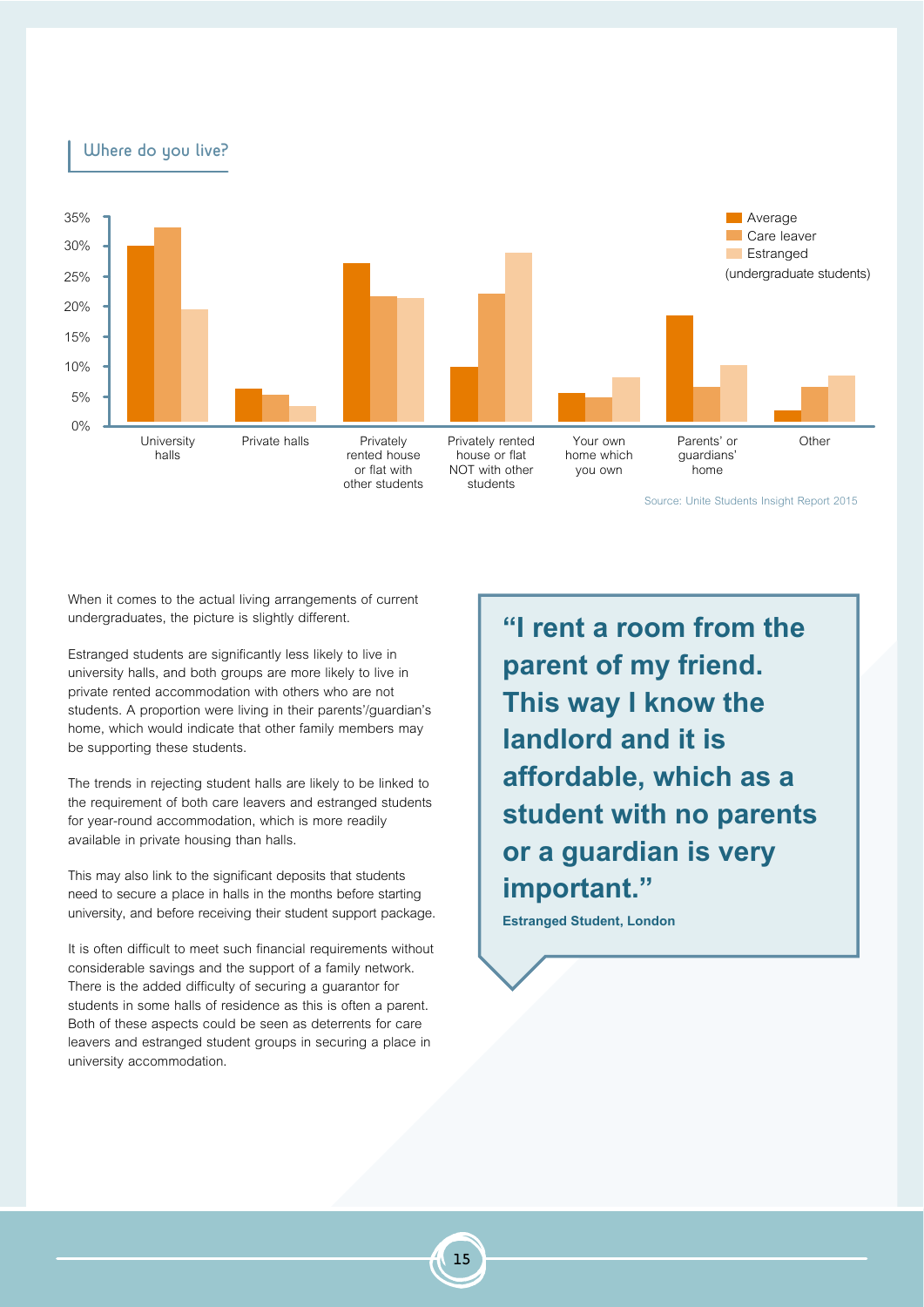## Where do you live?

(undergraduate students)

Legend: Average, Care leaver, Estranged

Categories: University halls; Private halls; Privately rented house or flat with other students; Privately rented house or flat NOT with other students; Your own home which you own; Parents' or guardians' home; Other

Source: Unite Students Insight Report 2015

When it comes to the actual living arrangements of current undergraduates, the picture is slightly different.

Estranged students are significantly less likely to live in university halls, and both groups are more likely to live in private rented accommodation with others who are not students. A proportion were living in their parents'/guardian's home, which would indicate that other family members may be supporting these students.

The trends in rejecting student halls are likely to be linked to the requirement of both care leavers and estranged students for year-round accommodation, which is more readily available in private housing than halls.

This may also link to the significant deposits that students need to secure a place in halls in the months before starting university, and before receiving their student support package.

It is often difficult to meet such financial requirements without considerable savings and the support of a family network. There is the added difficulty of securing a guarantor for students in some halls of residence as this is often a parent. Both of these aspects could be seen as deterrents for care leavers and estranged student groups in securing a place in university accommodation.

> **"I rent a room from the parent of my friend. This way I know the landlord and it is affordable, which as a student with no parents or a guardian is very important."**
>
> **Estranged Student, London**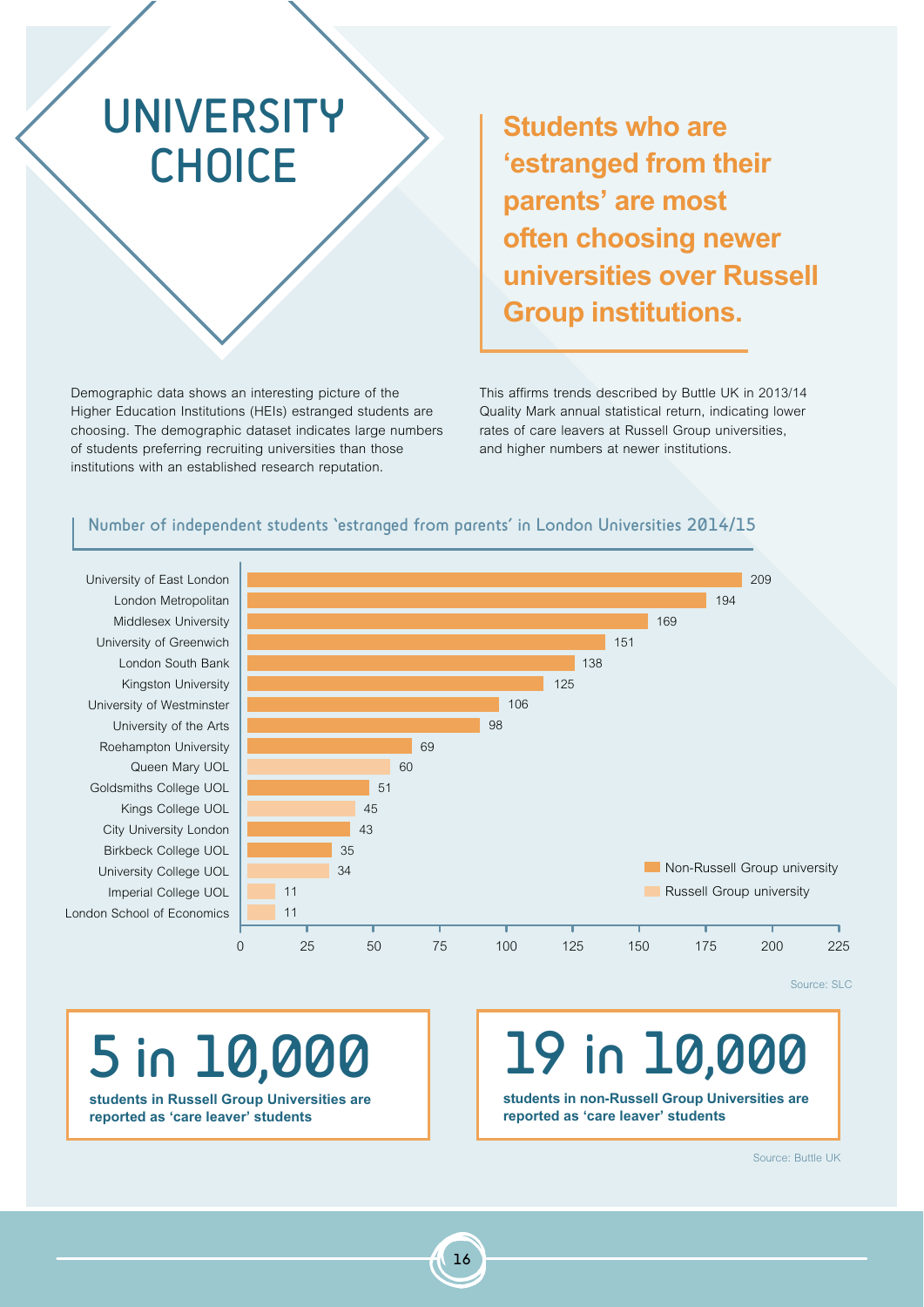# UNIVERSITY CHOICE

**Students who are 'estranged from their parents' are most often choosing newer universities over Russell Group institutions.**

Demographic data shows an interesting picture of the Higher Education Institutions (HEIs) estranged students are choosing. The demographic dataset indicates large numbers of students preferring recruiting universities than those institutions with an established research reputation.

This affirms trends described by Buttle UK in 2013/14 Quality Mark annual statistical return, indicating lower rates of care leavers at Russell Group universities, and higher numbers at newer institutions.

## Number of independent students 'estranged from parents' in London Universities 2014/15

| University | Number | Type |
|---|---|---|
| University of East London | 209 | Non-Russell Group university |
| London Metropolitan | 194 | Non-Russell Group university |
| Middlesex University | 169 | Non-Russell Group university |
| University of Greenwich | 151 | Non-Russell Group university |
| London South Bank | 138 | Non-Russell Group university |
| Kingston University | 125 | Non-Russell Group university |
| University of Westminster | 106 | Non-Russell Group university |
| University of the Arts | 98 | Non-Russell Group university |
| Roehampton University | 69 | Non-Russell Group university |
| Queen Mary UOL | 60 | Russell Group university |
| Goldsmiths College UOL | 51 | Non-Russell Group university |
| Kings College UOL | 45 | Russell Group university |
| City University London | 43 | Non-Russell Group university |
| Birkbeck College UOL | 35 | Non-Russell Group university |
| University College UOL | 34 | Russell Group university |
| Imperial College UOL | 11 | Russell Group university |
| London School of Economics | 11 | Russell Group university |

Source: SLC

**5 in 10,000**

**students in Russell Group Universities are reported as 'care leaver' students**

**19 in 10,000**

**students in non-Russell Group Universities are reported as 'care leaver' students**

Source: Buttle UK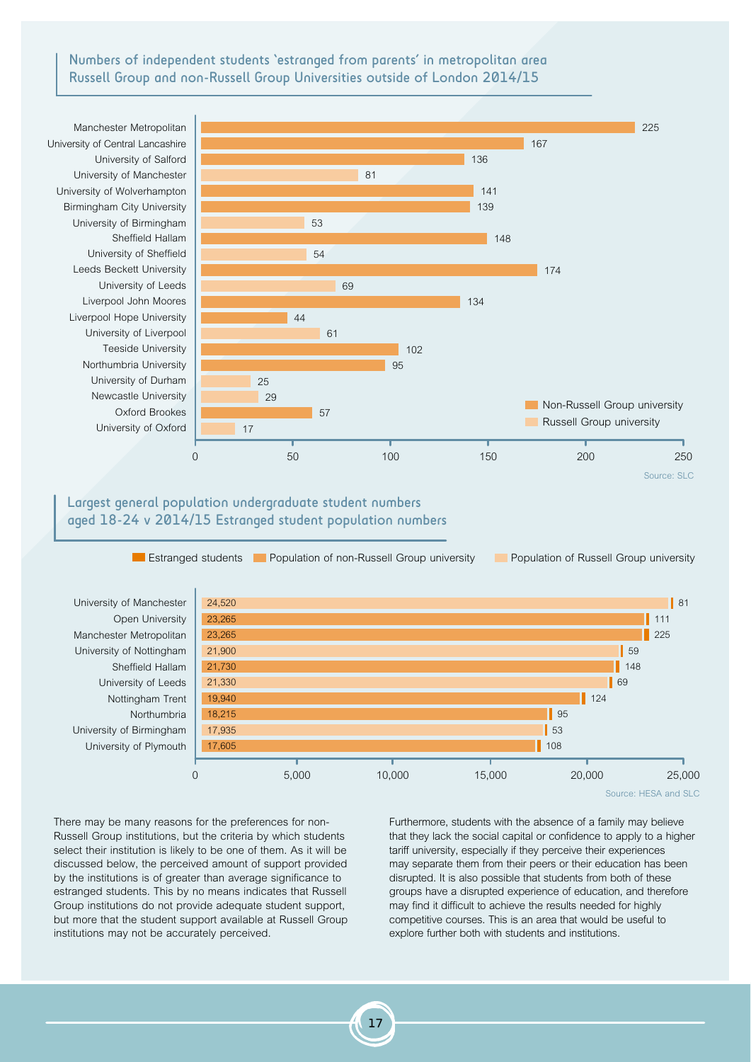## Numbers of independent students 'estranged from parents' in metropolitan area Russell Group and non-Russell Group Universities outside of London 2014/15

| University | Type | Number |
|---|---|---|
| Manchester Metropolitan | Non-Russell Group university | 225 |
| University of Central Lancashire | Non-Russell Group university | 167 |
| University of Salford | Non-Russell Group university | 136 |
| University of Manchester | Russell Group university | 81 |
| University of Wolverhampton | Non-Russell Group university | 141 |
| Birmingham City University | Non-Russell Group university | 139 |
| University of Birmingham | Russell Group university | 53 |
| Sheffield Hallam | Non-Russell Group university | 148 |
| University of Sheffield | Russell Group university | 54 |
| Leeds Beckett University | Non-Russell Group university | 174 |
| University of Leeds | Russell Group university | 69 |
| Liverpool John Moores | Non-Russell Group university | 134 |
| Liverpool Hope University | Non-Russell Group university | 44 |
| University of Liverpool | Russell Group university | 61 |
| Teeside University | Non-Russell Group university | 102 |
| Northumbria University | Non-Russell Group university | 95 |
| University of Durham | Russell Group university | 25 |
| Newcastle University | Russell Group university | 29 |
| Oxford Brookes | Non-Russell Group university | 57 |
| University of Oxford | Russell Group university | 17 |

Source: SLC

## Largest general population undergraduate student numbers aged 18-24 v 2014/15 Estranged student population numbers

| University | Type | Population | Estranged students |
|---|---|---|---|
| University of Manchester | Russell Group university | 24,520 | 81 |
| Open University | Non-Russell Group university | 23,265 | 111 |
| Manchester Metropolitan | Non-Russell Group university | 23,265 | 225 |
| University of Nottingham | Russell Group university | 21,900 | 59 |
| Sheffield Hallam | Non-Russell Group university | 21,730 | 148 |
| University of Leeds | Russell Group university | 21,330 | 69 |
| Nottingham Trent | Non-Russell Group university | 19,940 | 124 |
| Northumbria | Non-Russell Group university | 18,215 | 95 |
| University of Birmingham | Russell Group university | 17,935 | 53 |
| University of Plymouth | Non-Russell Group university | 17,605 | 108 |

Source: HESA and SLC

There may be many reasons for the preferences for non-Russell Group institutions, but the criteria by which students select their institution is likely to be one of them. As it will be discussed below, the perceived amount of support provided by the institutions is of greater than average significance to estranged students. This by no means indicates that Russell Group institutions do not provide adequate student support, but more that the student support available at Russell Group institutions may not be accurately perceived.

Furthermore, students with the absence of a family may believe that they lack the social capital or confidence to apply to a higher tariff university, especially if they perceive their experiences may separate them from their peers or their education has been disrupted. It is also possible that students from both of these groups have a disrupted experience of education, and therefore may find it difficult to achieve the results needed for highly competitive courses. This is an area that would be useful to explore further both with students and institutions.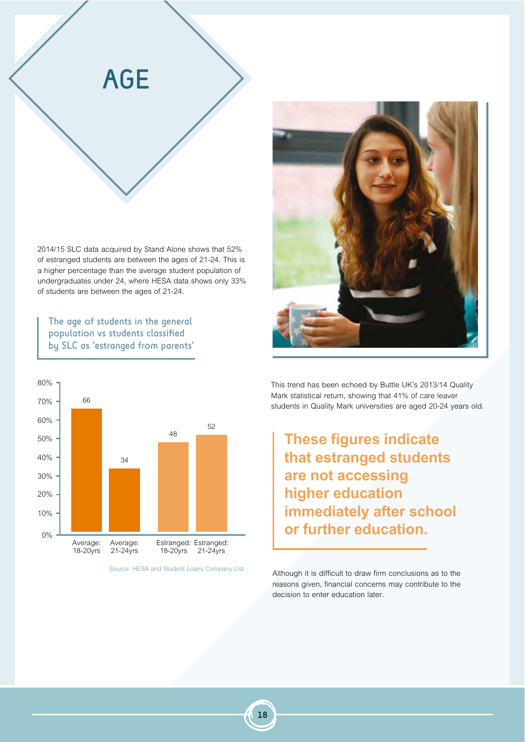# AGE

2014/15 SLC data acquired by Stand Alone shows that 52% of estranged students are between the ages of 21-24. This is a higher percentage than the average student population of undergraduates under 24, where HESA data shows only 33% of students are between the ages of 21-24.

**The age of students in the general population vs students classified by SLC as 'estranged from parents'**

| Group | Percentage |
|---|---|
| Average: 18-20yrs | 66 |
| Average: 21-24yrs | 34 |
| Estranged: 18-20yrs | 48 |
| Estranged: 21-24yrs | 52 |

Source: HESA and Student Loans Company Ltd.

This trend has been echoed by Buttle UK's 2013/14 Quality Mark statistical return, showing that 41% of care leaver students in Quality Mark universities are aged 20-24 years old.

**These figures indicate that estranged students are not accessing higher education immediately after school or further education.**

Although it is difficult to draw firm conclusions as to the reasons given, financial concerns may contribute to the decision to enter education later.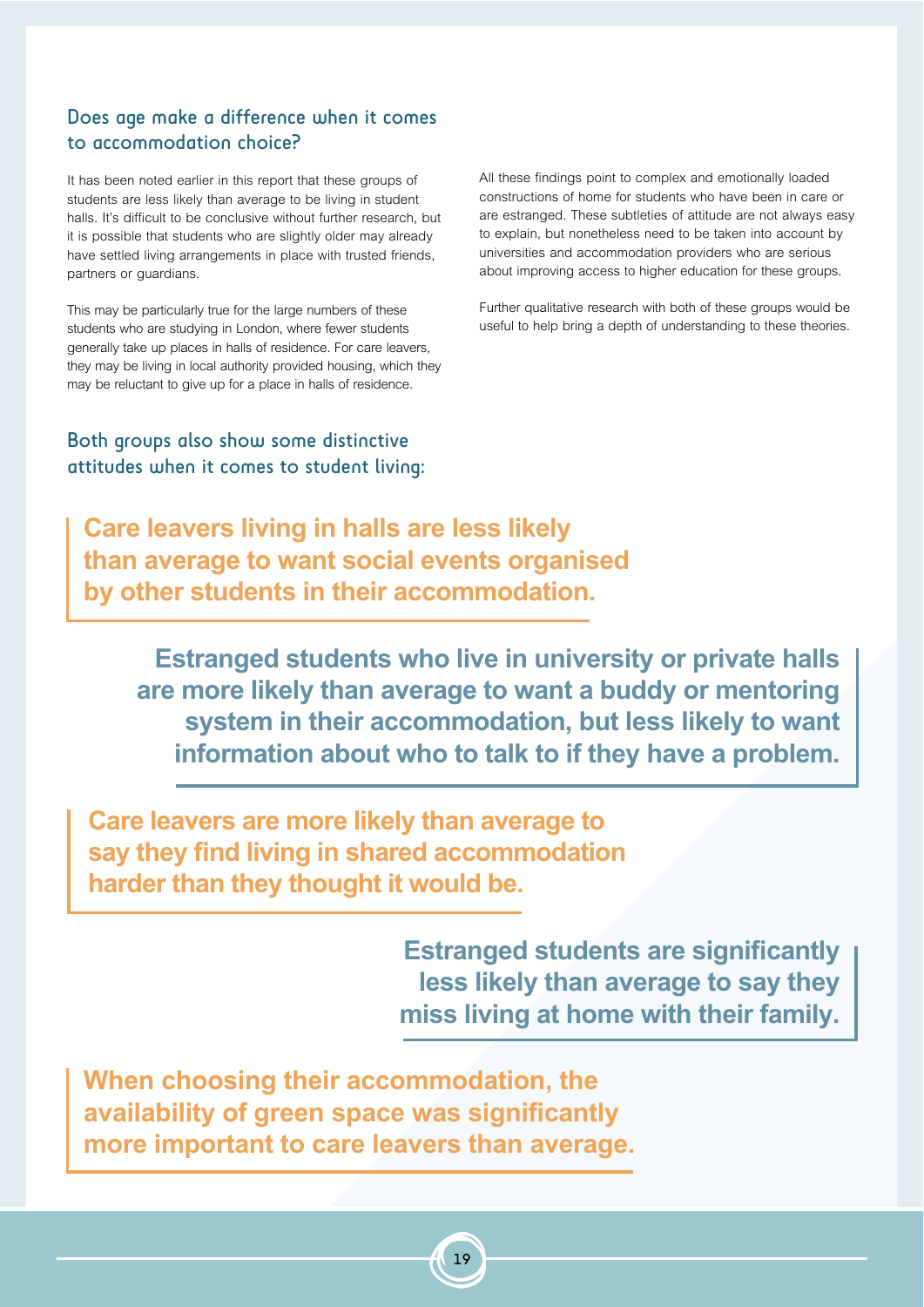## Does age make a difference when it comes to accommodation choice?

It has been noted earlier in this report that these groups of students are less likely than average to be living in student halls. It's difficult to be conclusive without further research, but it is possible that students who are slightly older may already have settled living arrangements in place with trusted friends, partners or guardians.

This may be particularly true for the large numbers of these students who are studying in London, where fewer students generally take up places in halls of residence. For care leavers, they may be living in local authority provided housing, which they may be reluctant to give up for a place in halls of residence.

All these findings point to complex and emotionally loaded constructions of home for students who have been in care or are estranged. These subtleties of attitude are not always easy to explain, but nonetheless need to be taken into account by universities and accommodation providers who are serious about improving access to higher education for these groups.

Further qualitative research with both of these groups would be useful to help bring a depth of understanding to these theories.

## Both groups also show some distinctive attitudes when it comes to student living:

**Care leavers living in halls are less likely than average to want social events organised by other students in their accommodation.**

**Estranged students who live in university or private halls are more likely than average to want a buddy or mentoring system in their accommodation, but less likely to want information about who to talk to if they have a problem.**

**Care leavers are more likely than average to say they find living in shared accommodation harder than they thought it would be.**

**Estranged students are significantly less likely than average to say they miss living at home with their family.**

**When choosing their accommodation, the availability of green space was significantly more important to care leavers than average.**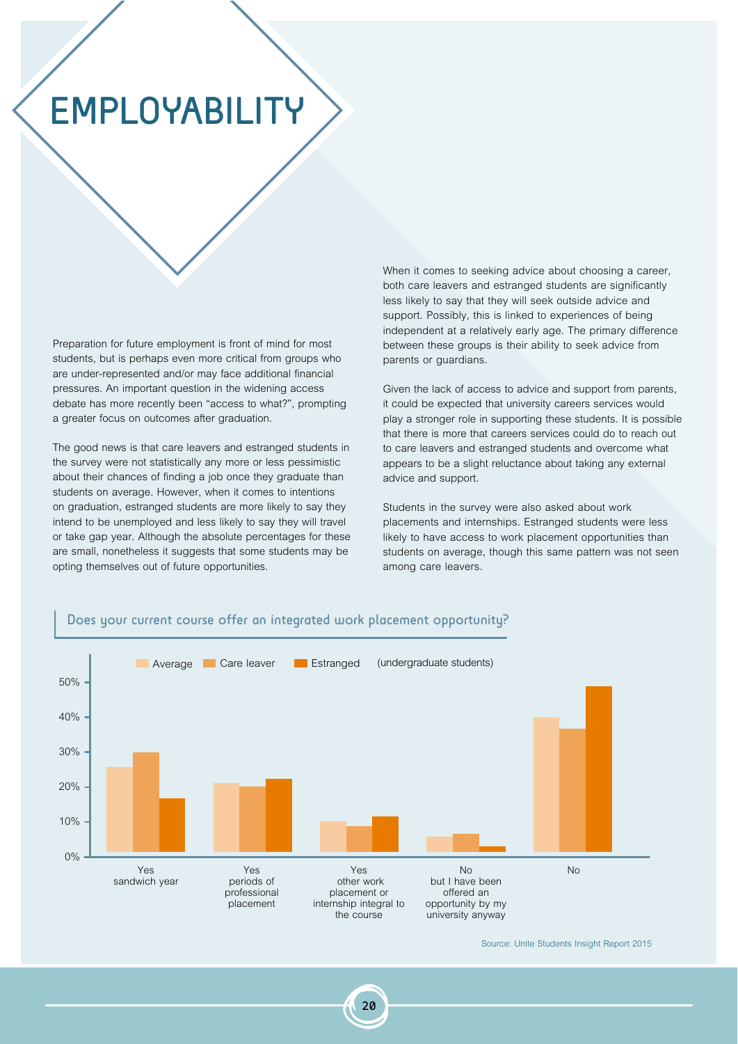# EMPLOYABILITY

Preparation for future employment is front of mind for most students, but is perhaps even more critical from groups who are under-represented and/or may face additional financial pressures. An important question in the widening access debate has more recently been “access to what?”, prompting a greater focus on outcomes after graduation.

The good news is that care leavers and estranged students in the survey were not statistically any more or less pessimistic about their chances of finding a job once they graduate than students on average. However, when it comes to intentions on graduation, estranged students are more likely to say they intend to be unemployed and less likely to say they will travel or take gap year. Although the absolute percentages for these are small, nonetheless it suggests that some students may be opting themselves out of future opportunities.

When it comes to seeking advice about choosing a career, both care leavers and estranged students are significantly less likely to say that they will seek outside advice and support. Possibly, this is linked to experiences of being independent at a relatively early age. The primary difference between these groups is their ability to seek advice from parents or guardians.

Given the lack of access to advice and support from parents, it could be expected that university careers services would play a stronger role in supporting these students. It is possible that there is more that careers services could do to reach out to care leavers and estranged students and overcome what appears to be a slight reluctance about taking any external advice and support.

Students in the survey were also asked about work placements and internships. Estranged students were less likely to have access to work placement opportunities than students on average, though this same pattern was not seen among care leavers.

## Does your current course offer an integrated work placement opportunity?

(undergraduate students)

| | Average | Care leaver | Estranged |
|---|---|---|---|
| Yes sandwich year | ~26% | ~30% | ~17% |
| Yes periods of professional placement | ~21% | ~20% | ~22% |
| Yes other work placement or internship integral to the course | ~10% | ~9% | ~12% |
| No but I have been offered an opportunity by my university anyway | ~6% | ~7% | ~3% |
| No | ~40% | ~37% | ~49% |

Source: Unite Students Insight Report 2015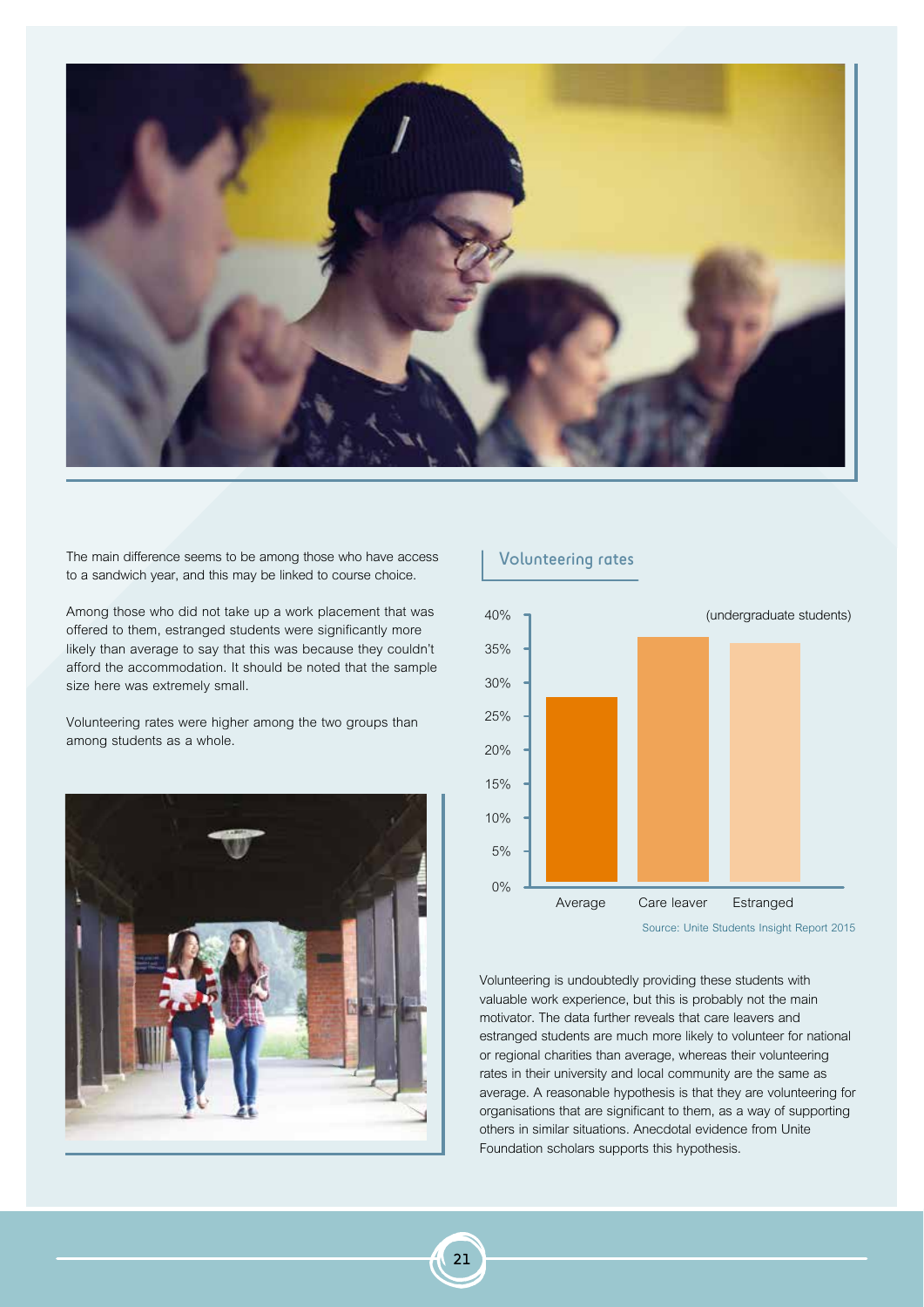The main difference seems to be among those who have access to a sandwich year, and this may be linked to course choice.

Among those who did not take up a work placement that was offered to them, estranged students were significantly more likely than average to say that this was because they couldn't afford the accommodation. It should be noted that the sample size here was extremely small.

Volunteering rates were higher among the two groups than among students as a whole.

## Volunteering rates

(undergraduate students)

Source: Unite Students Insight Report 2015

Volunteering is undoubtedly providing these students with valuable work experience, but this is probably not the main motivator. The data further reveals that care leavers and estranged students are much more likely to volunteer for national or regional charities than average, whereas their volunteering rates in their university and local community are the same as average. A reasonable hypothesis is that they are volunteering for organisations that are significant to them, as a way of supporting others in similar situations. Anecdotal evidence from Unite Foundation scholars supports this hypothesis.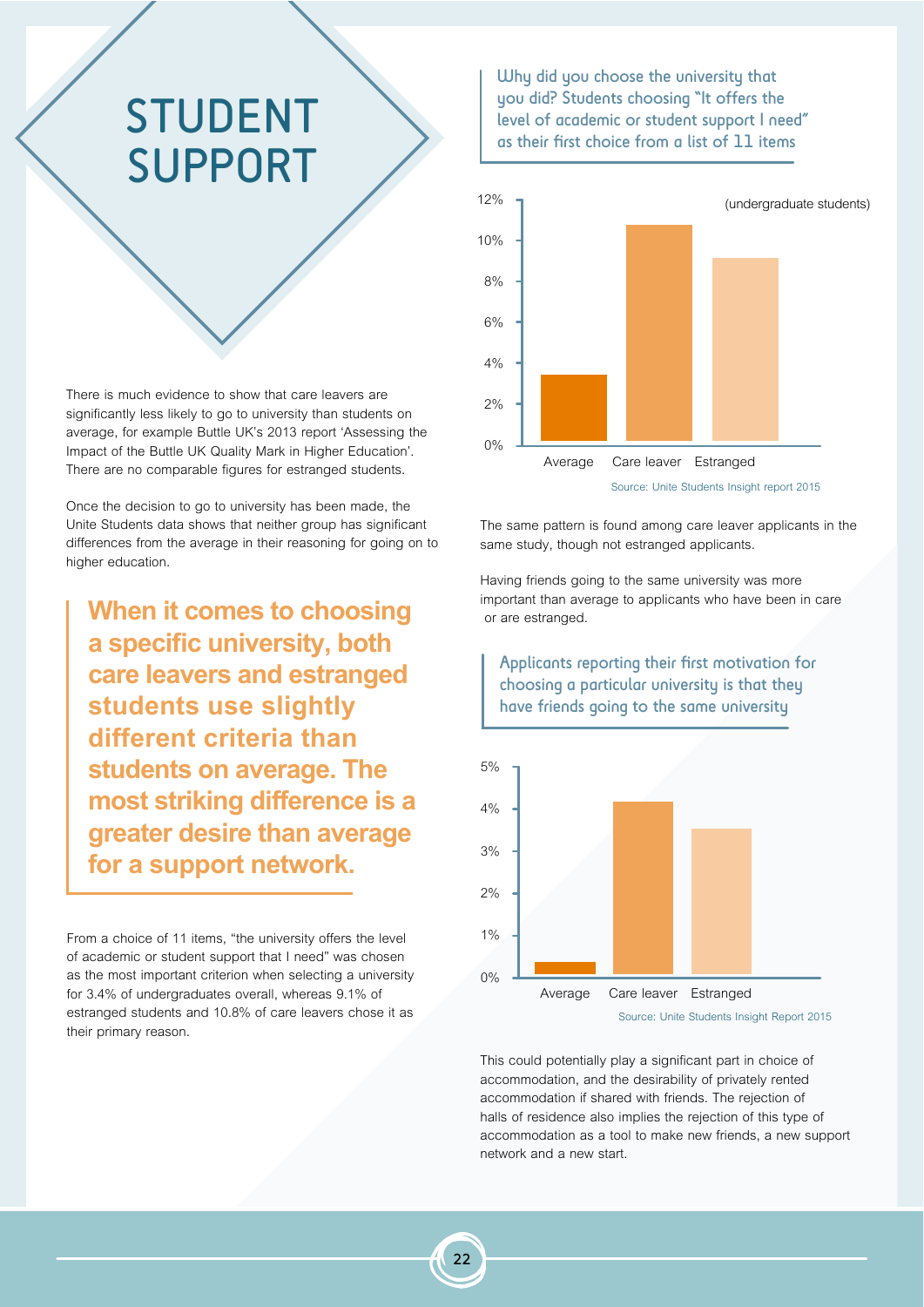# STUDENT SUPPORT

There is much evidence to show that care leavers are significantly less likely to go to university than students on average, for example Buttle UK's 2013 report 'Assessing the Impact of the Buttle UK Quality Mark in Higher Education'. There are no comparable figures for estranged students.

Once the decision to go to university has been made, the Unite Students data shows that neither group has significant differences from the average in their reasoning for going on to higher education.

> **When it comes to choosing a specific university, both care leavers and estranged students use slightly different criteria than students on average. The most striking difference is a greater desire than average for a support network.**

From a choice of 11 items, "the university offers the level of academic or student support that I need" was chosen as the most important criterion when selecting a university for 3.4% of undergraduates overall, whereas 9.1% of estranged students and 10.8% of care leavers chose it as their primary reason.

**Why did you choose the university that you did? Students choosing "It offers the level of academic or student support I need" as their first choice from a list of 11 items**

(undergraduate students)

| | Percentage |
|---|---|
| Average | 3.4% |
| Care leaver | 10.8% |
| Estranged | 9.1% |

Source: Unite Students Insight report 2015

The same pattern is found among care leaver applicants in the same study, though not estranged applicants.

Having friends going to the same university was more important than average to applicants who have been in care or are estranged.

**Applicants reporting their first motivation for choosing a particular university is that they have friends going to the same university**

| | Percentage (approx.) |
|---|---|
| Average | 0.3% |
| Care leaver | 4.2% |
| Estranged | 3.5% |

Source: Unite Students Insight Report 2015

This could potentially play a significant part in choice of accommodation, and the desirability of privately rented accommodation if shared with friends. The rejection of halls of residence also implies the rejection of this type of accommodation as a tool to make new friends, a new support network and a new start.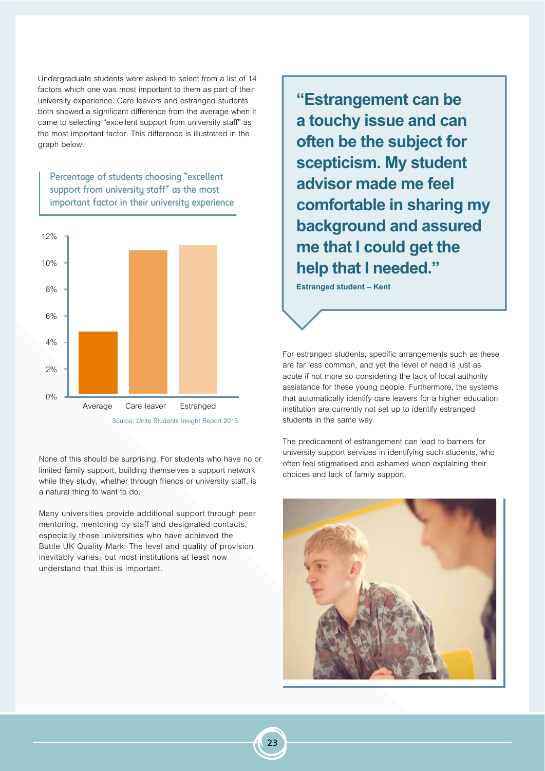Undergraduate students were asked to select from a list of 14 factors which one was most important to them as part of their university experience. Care leavers and estranged students both showed a significant difference from the average when it came to selecting "excellent support from university staff" as the most important factor. This difference is illustrated in the graph below.

**Percentage of students choosing "excellent support from university staff" as the most important factor in their university experience**

| Group | Percentage (approx.) |
|---|---|
| Average | ~4.8% |
| Care leaver | ~10.9% |
| Estranged | ~11.3% |

Source: Unite Students Insight Report 2015

None of this should be surprising. For students who have no or limited family support, building themselves a support network while they study, whether through friends or university staff, is a natural thing to want to do.

Many universities provide additional support through peer mentoring, mentoring by staff and designated contacts, especially those universities who have achieved the Buttle UK Quality Mark. The level and quality of provision inevitably varies, but most institutions at least now understand that this is important.

> **"Estrangement can be a touchy issue and can often be the subject for scepticism. My student advisor made me feel comfortable in sharing my background and assured me that I could get the help that I needed."**
>
> **Estranged student – Kent**

For estranged students, specific arrangements such as these are far less common, and yet the level of need is just as acute if not more so considering the lack of local authority assistance for these young people. Furthermore, the systems that automatically identify care leavers for a higher education institution are currently not set up to identify estranged students in the same way.

The predicament of estrangement can lead to barriers for university support services in identifying such students, who often feel stigmatised and ashamed when explaining their choices and lack of family support.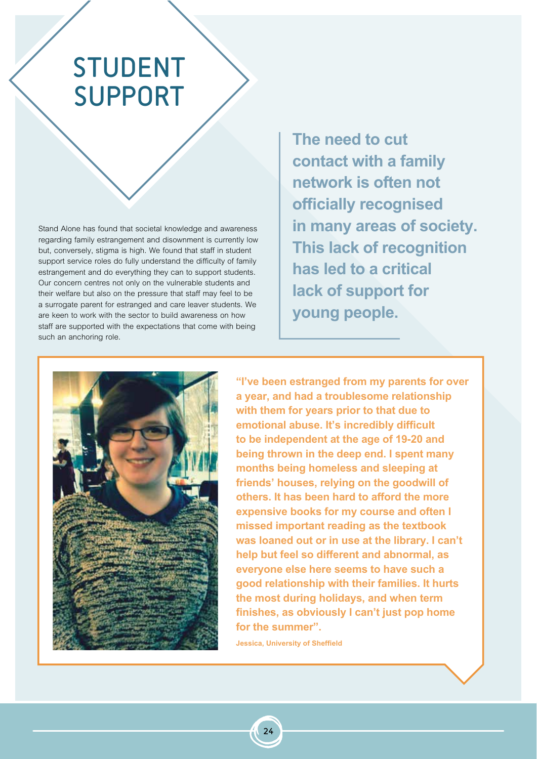# STUDENT SUPPORT

Stand Alone has found that societal knowledge and awareness regarding family estrangement and disownment is currently low but, conversely, stigma is high. We found that staff in student support service roles do fully understand the difficulty of family estrangement and do everything they can to support students. Our concern centres not only on the vulnerable students and their welfare but also on the pressure that staff may feel to be a surrogate parent for estranged and care leaver students. We are keen to work with the sector to build awareness on how staff are supported with the expectations that come with being such an anchoring role.

> **The need to cut contact with a family network is often not officially recognised in many areas of society. This lack of recognition has led to a critical lack of support for young people.**

**"I've been estranged from my parents for over a year, and had a troublesome relationship with them for years prior to that due to emotional abuse. It's incredibly difficult to be independent at the age of 19-20 and being thrown in the deep end. I spent many months being homeless and sleeping at friends' houses, relying on the goodwill of others. It has been hard to afford the more expensive books for my course and often I missed important reading as the textbook was loaned out or in use at the library. I can't help but feel so different and abnormal, as everyone else here seems to have such a good relationship with their families. It hurts the most during holidays, and when term finishes, as obviously I can't just pop home for the summer".**

**Jessica, University of Sheffield**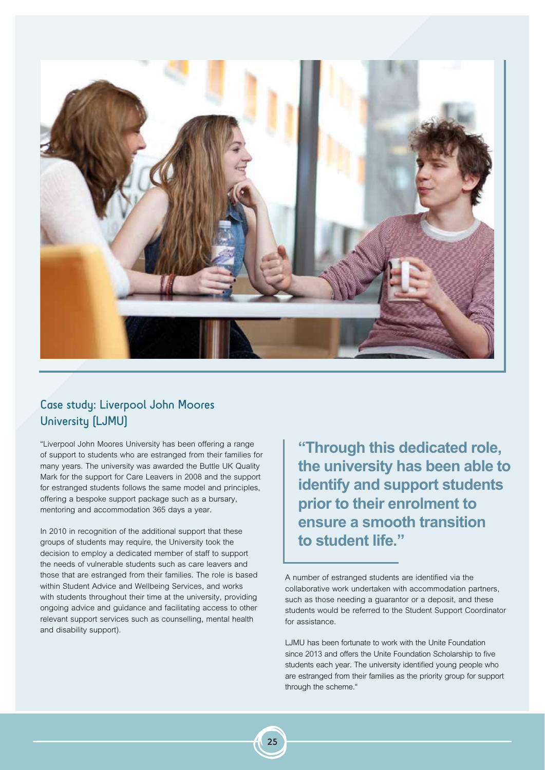## Case study: Liverpool John Moores University (LJMU)

"Liverpool John Moores University has been offering a range of support to students who are estranged from their families for many years. The university was awarded the Buttle UK Quality Mark for the support for Care Leavers in 2008 and the support for estranged students follows the same model and principles, offering a bespoke support package such as a bursary, mentoring and accommodation 365 days a year.

In 2010 in recognition of the additional support that these groups of students may require, the University took the decision to employ a dedicated member of staff to support the needs of vulnerable students such as care leavers and those that are estranged from their families. The role is based within Student Advice and Wellbeing Services, and works with students throughout their time at the university, providing ongoing advice and guidance and facilitating access to other relevant support services such as counselling, mental health and disability support).

> **"Through this dedicated role, the university has been able to identify and support students prior to their enrolment to ensure a smooth transition to student life."**

A number of estranged students are identified via the collaborative work undertaken with accommodation partners, such as those needing a guarantor or a deposit, and these students would be referred to the Student Support Coordinator for assistance.

LJMU has been fortunate to work with the Unite Foundation since 2013 and offers the Unite Foundation Scholarship to five students each year. The university identified young people who are estranged from their families as the priority group for support through the scheme."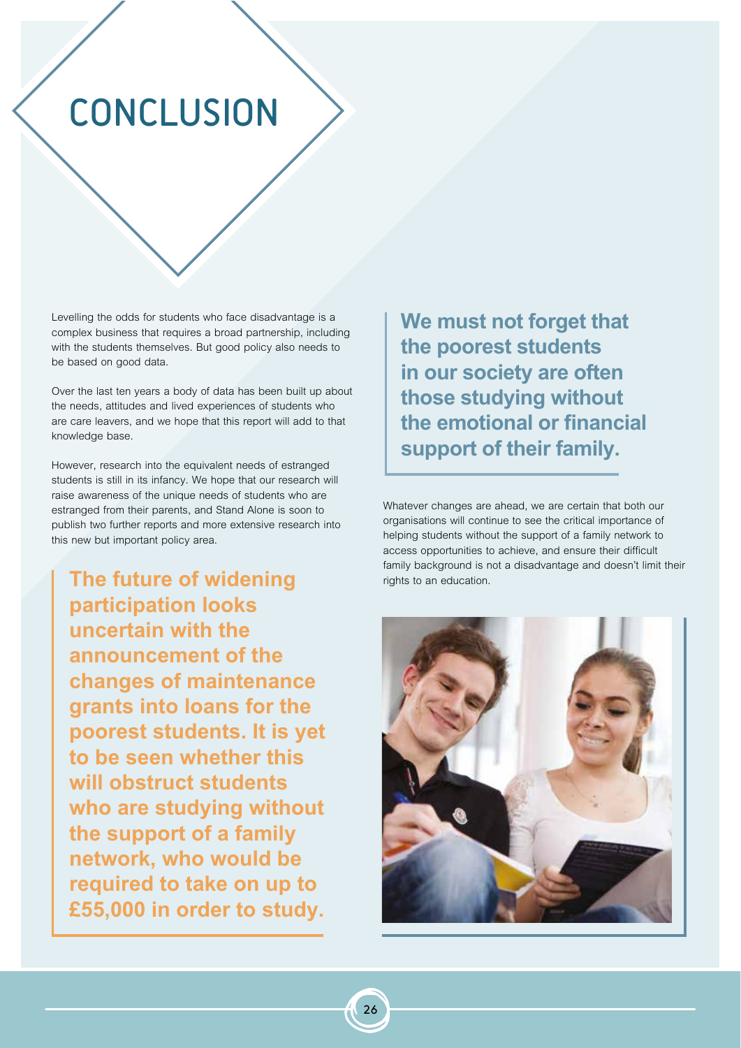# CONCLUSION

Levelling the odds for students who face disadvantage is a complex business that requires a broad partnership, including with the students themselves. But good policy also needs to be based on good data.

Over the last ten years a body of data has been built up about the needs, attitudes and lived experiences of students who are care leavers, and we hope that this report will add to that knowledge base.

However, research into the equivalent needs of estranged students is still in its infancy. We hope that our research will raise awareness of the unique needs of students who are estranged from their parents, and Stand Alone is soon to publish two further reports and more extensive research into this new but important policy area.

**The future of widening participation looks uncertain with the announcement of the changes of maintenance grants into loans for the poorest students. It is yet to be seen whether this will obstruct students who are studying without the support of a family network, who would be required to take on up to £55,000 in order to study.**

**We must not forget that the poorest students in our society are often those studying without the emotional or financial support of their family.**

Whatever changes are ahead, we are certain that both our organisations will continue to see the critical importance of helping students without the support of a family network to access opportunities to achieve, and ensure their difficult family background is not a disadvantage and doesn't limit their rights to an education.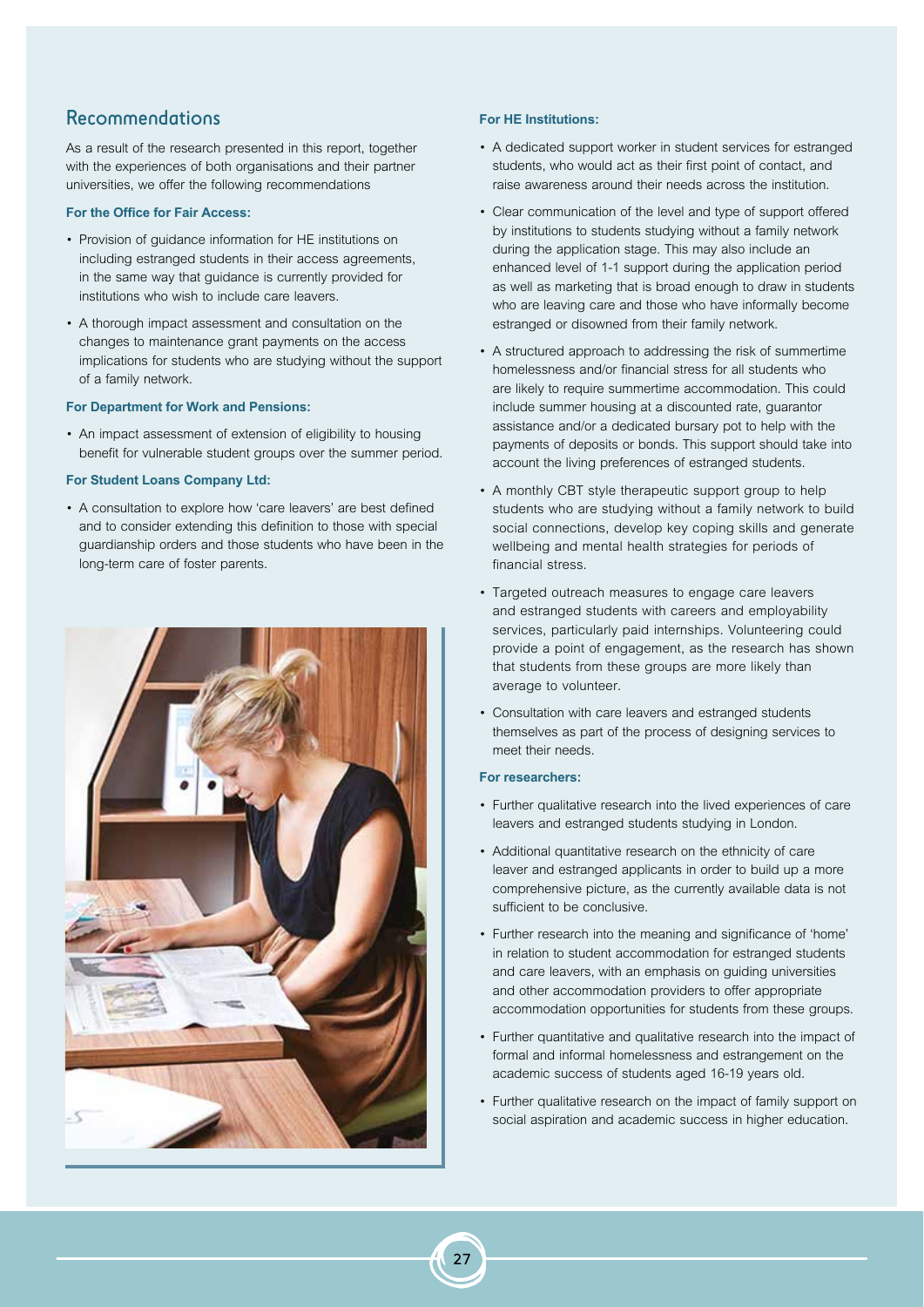## Recommendations

As a result of the research presented in this report, together with the experiences of both organisations and their partner universities, we offer the following recommendations

**For the Office for Fair Access:**

- Provision of guidance information for HE institutions on including estranged students in their access agreements, in the same way that guidance is currently provided for institutions who wish to include care leavers.
- A thorough impact assessment and consultation on the changes to maintenance grant payments on the access implications for students who are studying without the support of a family network.

**For Department for Work and Pensions:**

- An impact assessment of extension of eligibility to housing benefit for vulnerable student groups over the summer period.

**For Student Loans Company Ltd:**

- A consultation to explore how 'care leavers' are best defined and to consider extending this definition to those with special guardianship orders and those students who have been in the long-term care of foster parents.

**For HE Institutions:**

- A dedicated support worker in student services for estranged students, who would act as their first point of contact, and raise awareness around their needs across the institution.
- Clear communication of the level and type of support offered by institutions to students studying without a family network during the application stage. This may also include an enhanced level of 1-1 support during the application period as well as marketing that is broad enough to draw in students who are leaving care and those who have informally become estranged or disowned from their family network.
- A structured approach to addressing the risk of summertime homelessness and/or financial stress for all students who are likely to require summertime accommodation. This could include summer housing at a discounted rate, guarantor assistance and/or a dedicated bursary pot to help with the payments of deposits or bonds. This support should take into account the living preferences of estranged students.
- A monthly CBT style therapeutic support group to help students who are studying without a family network to build social connections, develop key coping skills and generate wellbeing and mental health strategies for periods of financial stress.
- Targeted outreach measures to engage care leavers and estranged students with careers and employability services, particularly paid internships. Volunteering could provide a point of engagement, as the research has shown that students from these groups are more likely than average to volunteer.
- Consultation with care leavers and estranged students themselves as part of the process of designing services to meet their needs.

**For researchers:**

- Further qualitative research into the lived experiences of care leavers and estranged students studying in London.
- Additional quantitative research on the ethnicity of care leaver and estranged applicants in order to build up a more comprehensive picture, as the currently available data is not sufficient to be conclusive.
- Further research into the meaning and significance of 'home' in relation to student accommodation for estranged students and care leavers, with an emphasis on guiding universities and other accommodation providers to offer appropriate accommodation opportunities for students from these groups.
- Further quantitative and qualitative research into the impact of formal and informal homelessness and estrangement on the academic success of students aged 16-19 years old.
- Further qualitative research on the impact of family support on social aspiration and academic success in higher education.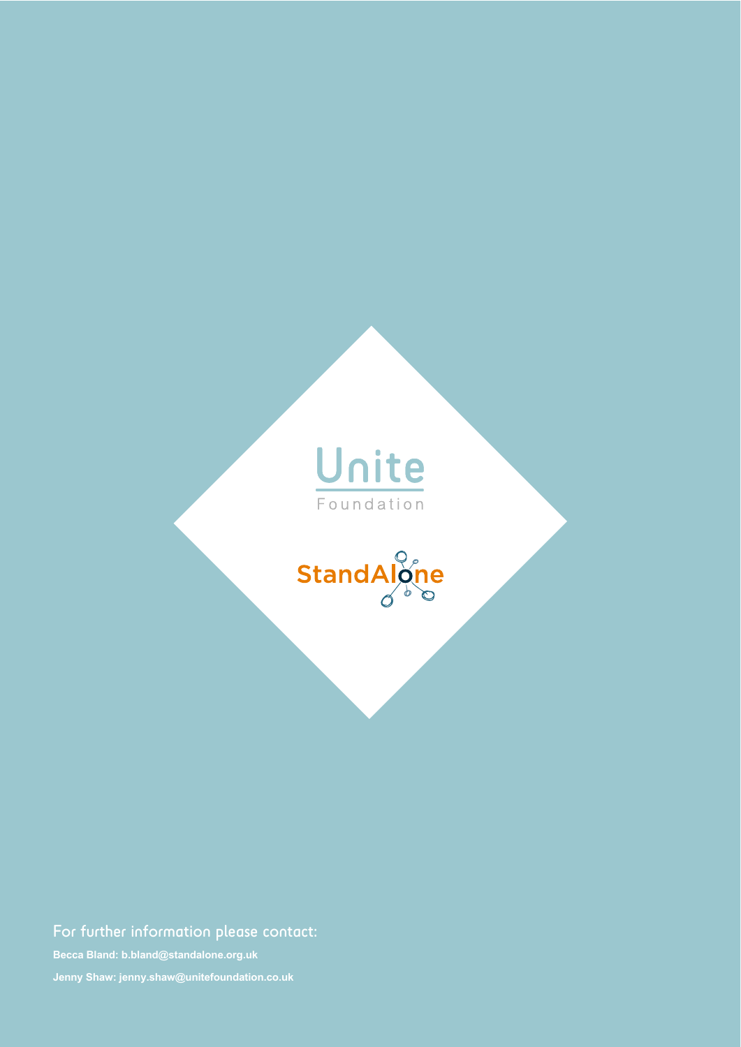Unite

Foundation

StandAlone

For further information please contact:

**Becca Bland: b.bland@standalone.org.uk**

**Jenny Shaw: jenny.shaw@unitefoundation.co.uk**